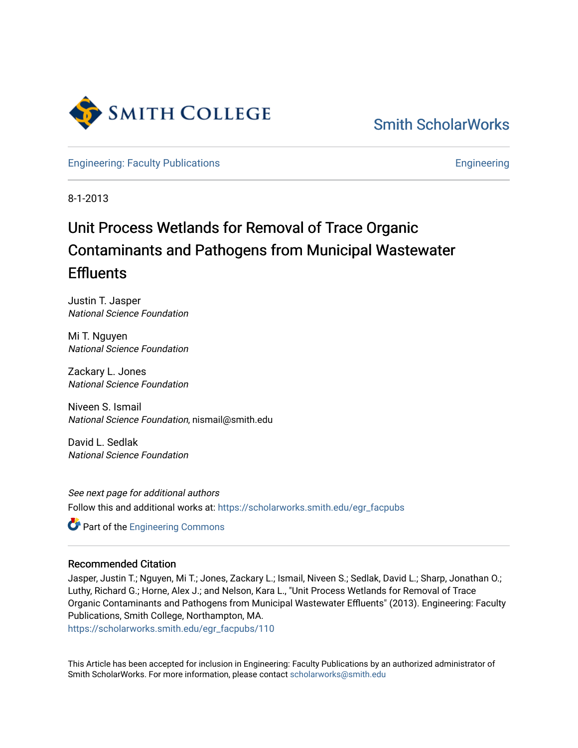Smith College

Smith ScholarWorks

Engineering: Faculty Publications

Engineering

8-1-2013

# Unit Process Wetlands for Removal of Trace Organic Contaminants and Pathogens from Municipal Wastewater Effluents

Justin T. Jasper
*National Science Foundation*

Mi T. Nguyen
*National Science Foundation*

Zackary L. Jones
*National Science Foundation*

Niveen S. Ismail
*National Science Foundation*, nismail@smith.edu

David L. Sedlak
*National Science Foundation*

*See next page for additional authors*

Follow this and additional works at: https://scholarworks.smith.edu/egr_facpubs

Part of the Engineering Commons

## Recommended Citation

Jasper, Justin T.; Nguyen, Mi T.; Jones, Zackary L.; Ismail, Niveen S.; Sedlak, David L.; Sharp, Jonathan O.; Luthy, Richard G.; Horne, Alex J.; and Nelson, Kara L., "Unit Process Wetlands for Removal of Trace Organic Contaminants and Pathogens from Municipal Wastewater Effluents" (2013). Engineering: Faculty Publications, Smith College, Northampton, MA.
https://scholarworks.smith.edu/egr_facpubs/110

This Article has been accepted for inclusion in Engineering: Faculty Publications by an authorized administrator of Smith ScholarWorks. For more information, please contact scholarworks@smith.edu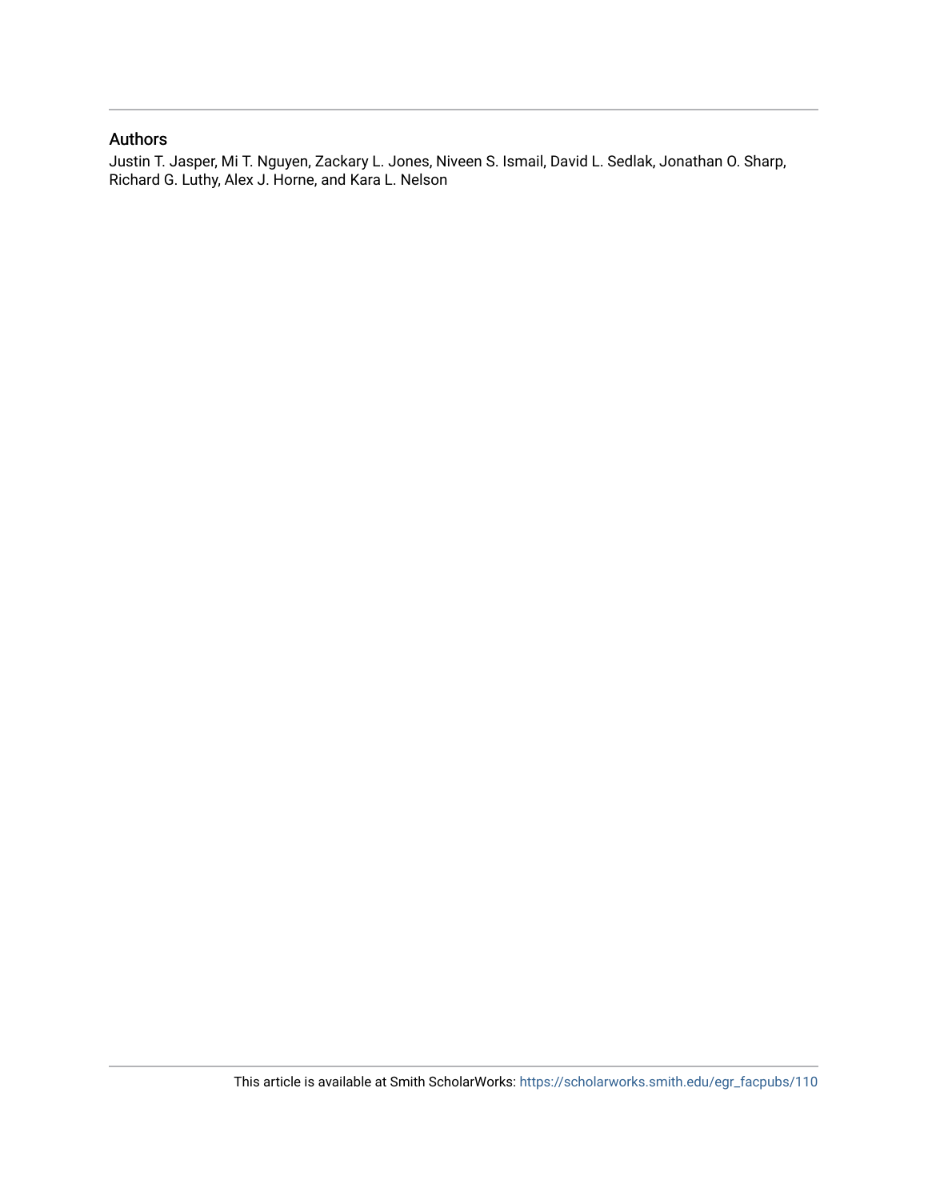## Authors

Justin T. Jasper, Mi T. Nguyen, Zackary L. Jones, Niveen S. Ismail, David L. Sedlak, Jonathan O. Sharp, Richard G. Luthy, Alex J. Horne, and Kara L. Nelson

This article is available at Smith ScholarWorks: https://scholarworks.smith.edu/egr_facpubs/110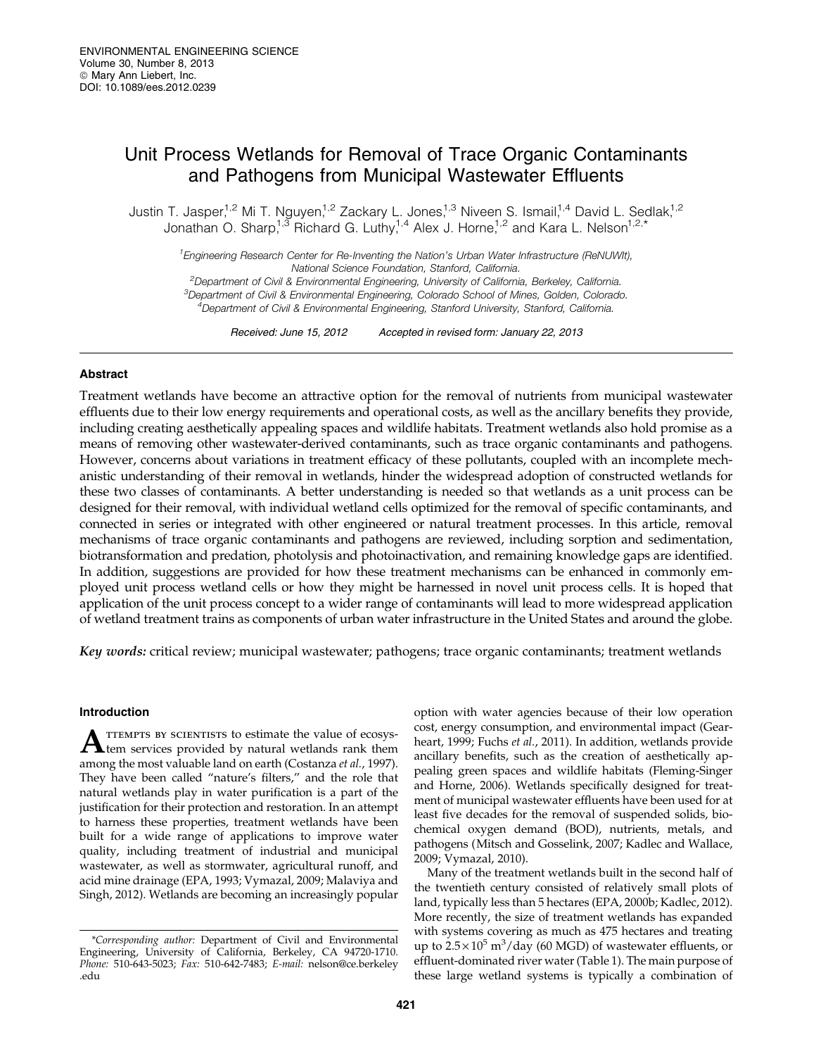ENVIRONMENTAL ENGINEERING SCIENCE
Volume 30, Number 8, 2013
© Mary Ann Liebert, Inc.
DOI: 10.1089/ees.2012.0239

# Unit Process Wetlands for Removal of Trace Organic Contaminants and Pathogens from Municipal Wastewater Effluents

Justin T. Jasper,[1,2] Mi T. Nguyen,[1,2] Zackary L. Jones,[1,3] Niveen S. Ismail,[1,4] David L. Sedlak,[1,2] Jonathan O. Sharp,[1,3] Richard G. Luthy,[1,4] Alex J. Horne,[1,2] and Kara L. Nelson[1,2,*]

[1]Engineering Research Center for Re-Inventing the Nation's Urban Water Infrastructure (ReNUWIt), National Science Foundation, Stanford, California.
[2]Department of Civil & Environmental Engineering, University of California, Berkeley, California.
[3]Department of Civil & Environmental Engineering, Colorado School of Mines, Golden, Colorado.
[4]Department of Civil & Environmental Engineering, Stanford University, Stanford, California.

*Received: June 15, 2012 Accepted in revised form: January 22, 2013*

## Abstract

Treatment wetlands have become an attractive option for the removal of nutrients from municipal wastewater effluents due to their low energy requirements and operational costs, as well as the ancillary benefits they provide, including creating aesthetically appealing spaces and wildlife habitats. Treatment wetlands also hold promise as a means of removing other wastewater-derived contaminants, such as trace organic contaminants and pathogens. However, concerns about variations in treatment efficacy of these pollutants, coupled with an incomplete mechanistic understanding of their removal in wetlands, hinder the widespread adoption of constructed wetlands for these two classes of contaminants. A better understanding is needed so that wetlands as a unit process can be designed for their removal, with individual wetland cells optimized for the removal of specific contaminants, and connected in series or integrated with other engineered or natural treatment processes. In this article, removal mechanisms of trace organic contaminants and pathogens are reviewed, including sorption and sedimentation, biotransformation and predation, photolysis and photoinactivation, and remaining knowledge gaps are identified. In addition, suggestions are provided for how these treatment mechanisms can be enhanced in commonly employed unit process wetland cells or how they might be harnessed in novel unit process cells. It is hoped that application of the unit process concept to a wider range of contaminants will lead to more widespread application of wetland treatment trains as components of urban water infrastructure in the United States and around the globe.

*Key words:* critical review; municipal wastewater; pathogens; trace organic contaminants; treatment wetlands

## Introduction

Attempts by scientists to estimate the value of ecosystem services provided by natural wetlands rank them among the most valuable land on earth (Costanza *et al.*, 1997). They have been called "nature's filters," and the role that natural wetlands play in water purification is a part of the justification for their protection and restoration. In an attempt to harness these properties, treatment wetlands have been built for a wide range of applications to improve water quality, including treatment of industrial and municipal wastewater, as well as stormwater, agricultural runoff, and acid mine drainage (EPA, 1993; Vymazal, 2009; Malaviya and Singh, 2012). Wetlands are becoming an increasingly popular option with water agencies because of their low operation cost, energy consumption, and environmental impact (Gearheart, 1999; Fuchs *et al.*, 2011). In addition, wetlands provide ancillary benefits, such as the creation of aesthetically appealing green spaces and wildlife habitats (Fleming-Singer and Horne, 2006). Wetlands specifically designed for treatment of municipal wastewater effluents have been used for at least five decades for the removal of suspended solids, biochemical oxygen demand (BOD), nutrients, metals, and pathogens (Mitsch and Gosselink, 2007; Kadlec and Wallace, 2009; Vymazal, 2010).

Many of the treatment wetlands built in the second half of the twentieth century consisted of relatively small plots of land, typically less than 5 hectares (EPA, 2000b; Kadlec, 2012). More recently, the size of treatment wetlands has expanded with systems covering as much as 475 hectares and treating up to $2.5 \times 10^5$ $m^3$/day (60 MGD) of wastewater effluents, or effluent-dominated river water (Table 1). The main purpose of these large wetland systems is typically a combination of

*Corresponding author: Department of Civil and Environmental Engineering, University of California, Berkeley, CA 94720-1710. *Phone:* 510-643-5023; *Fax:* 510-642-7483; *E-mail:* nelson@ce.berkeley.edu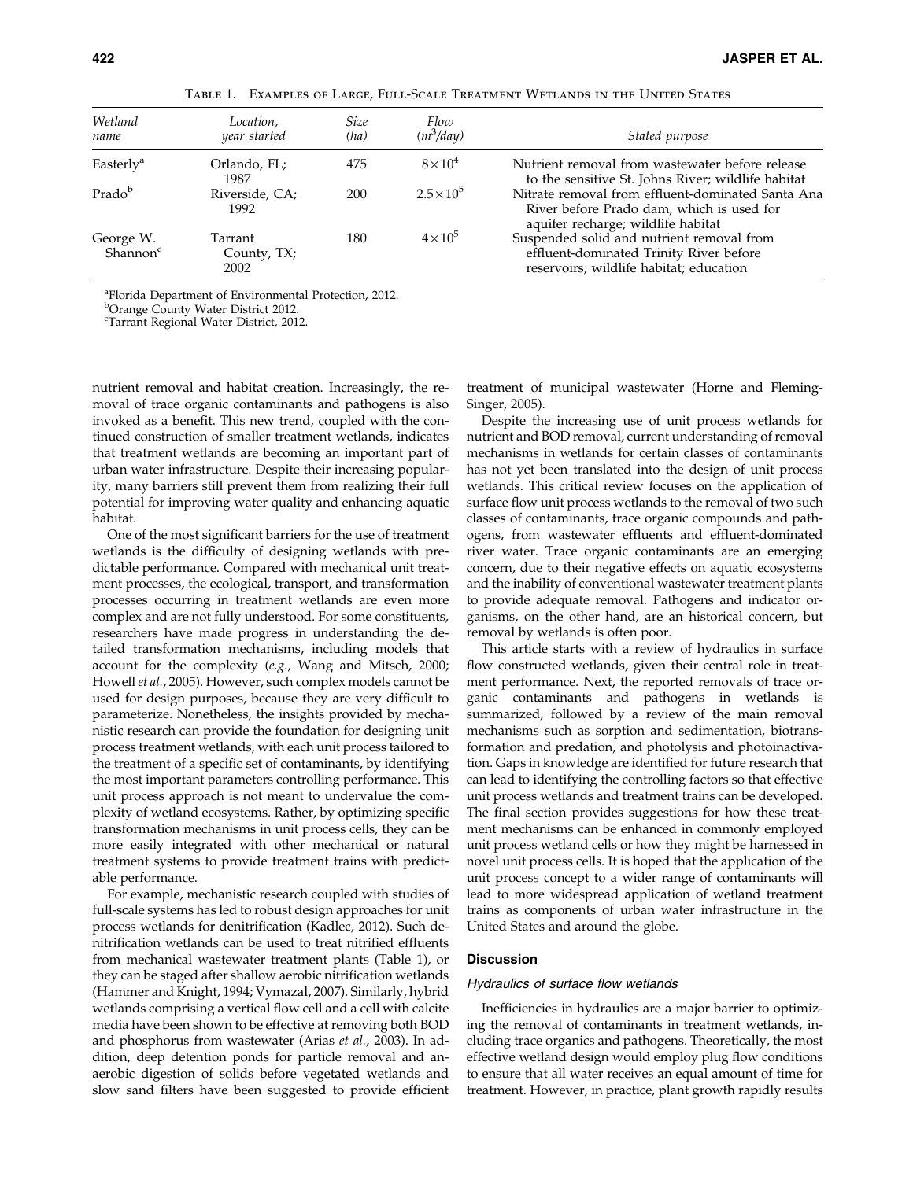Table 1. Examples of Large, Full-Scale Treatment Wetlands in the United States

| Wetland name | Location, year started | Size (ha) | Flow ($m^3$/day) | Stated purpose |
|---|---|---|---|---|
| Easterly[a] | Orlando, FL; 1987 | 475 | $8 \times 10^4$ | Nutrient removal from wastewater before release to the sensitive St. Johns River; wildlife habitat |
| Prado[b] | Riverside, CA; 1992 | 200 | $2.5 \times 10^5$ | Nitrate removal from effluent-dominated Santa Ana River before Prado dam, which is used for aquifer recharge; wildlife habitat |
| George W. Shannon[c] | Tarrant County, TX; 2002 | 180 | $4 \times 10^5$ | Suspended solid and nutrient removal from effluent-dominated Trinity River before reservoirs; wildlife habitat; education |

[a]Florida Department of Environmental Protection, 2012.
[b]Orange County Water District 2012.
[c]Tarrant Regional Water District, 2012.

nutrient removal and habitat creation. Increasingly, the removal of trace organic contaminants and pathogens is also invoked as a benefit. This new trend, coupled with the continued construction of smaller treatment wetlands, indicates that treatment wetlands are becoming an important part of urban water infrastructure. Despite their increasing popularity, many barriers still prevent them from realizing their full potential for improving water quality and enhancing aquatic habitat.

One of the most significant barriers for the use of treatment wetlands is the difficulty of designing wetlands with predictable performance. Compared with mechanical unit treatment processes, the ecological, transport, and transformation processes occurring in treatment wetlands are even more complex and are not fully understood. For some constituents, researchers have made progress in understanding the detailed transformation mechanisms, including models that account for the complexity (*e.g.*, Wang and Mitsch, 2000; Howell *et al.*, 2005). However, such complex models cannot be used for design purposes, because they are very difficult to parameterize. Nonetheless, the insights provided by mechanistic research can provide the foundation for designing unit process treatment wetlands, with each unit process tailored to the treatment of a specific set of contaminants, by identifying the most important parameters controlling performance. This unit process approach is not meant to undervalue the complexity of wetland ecosystems. Rather, by optimizing specific transformation mechanisms in unit process cells, they can be more easily integrated with other mechanical or natural treatment systems to provide treatment trains with predictable performance.

For example, mechanistic research coupled with studies of full-scale systems has led to robust design approaches for unit process wetlands for denitrification (Kadlec, 2012). Such denitrification wetlands can be used to treat nitrified effluents from mechanical wastewater treatment plants (Table 1), or they can be staged after shallow aerobic nitrification wetlands (Hammer and Knight, 1994; Vymazal, 2007). Similarly, hybrid wetlands comprising a vertical flow cell and a cell with calcite media have been shown to be effective at removing both BOD and phosphorus from wastewater (Arias *et al*., 2003). In addition, deep detention ponds for particle removal and anaerobic digestion of solids before vegetated wetlands and slow sand filters have been suggested to provide efficient treatment of municipal wastewater (Horne and Fleming-Singer, 2005).

Despite the increasing use of unit process wetlands for nutrient and BOD removal, current understanding of removal mechanisms in wetlands for certain classes of contaminants has not yet been translated into the design of unit process wetlands. This critical review focuses on the application of surface flow unit process wetlands to the removal of two such classes of contaminants, trace organic compounds and pathogens, from wastewater effluents and effluent-dominated river water. Trace organic contaminants are an emerging concern, due to their negative effects on aquatic ecosystems and the inability of conventional wastewater treatment plants to provide adequate removal. Pathogens and indicator organisms, on the other hand, are an historical concern, but removal by wetlands is often poor.

This article starts with a review of hydraulics in surface flow constructed wetlands, given their central role in treatment performance. Next, the reported removals of trace organic contaminants and pathogens in wetlands is summarized, followed by a review of the main removal mechanisms such as sorption and sedimentation, biotransformation and predation, and photolysis and photoinactivation. Gaps in knowledge are identified for future research that can lead to identifying the controlling factors so that effective unit process wetlands and treatment trains can be developed. The final section provides suggestions for how these treatment mechanisms can be enhanced in commonly employed unit process wetland cells or how they might be harnessed in novel unit process cells. It is hoped that the application of the unit process concept to a wider range of contaminants will lead to more widespread application of wetland treatment trains as components of urban water infrastructure in the United States and around the globe.

## Discussion

### *Hydraulics of surface flow wetlands*

Inefficiencies in hydraulics are a major barrier to optimizing the removal of contaminants in treatment wetlands, including trace organics and pathogens. Theoretically, the most effective wetland design would employ plug flow conditions to ensure that all water receives an equal amount of time for treatment. However, in practice, plant growth rapidly results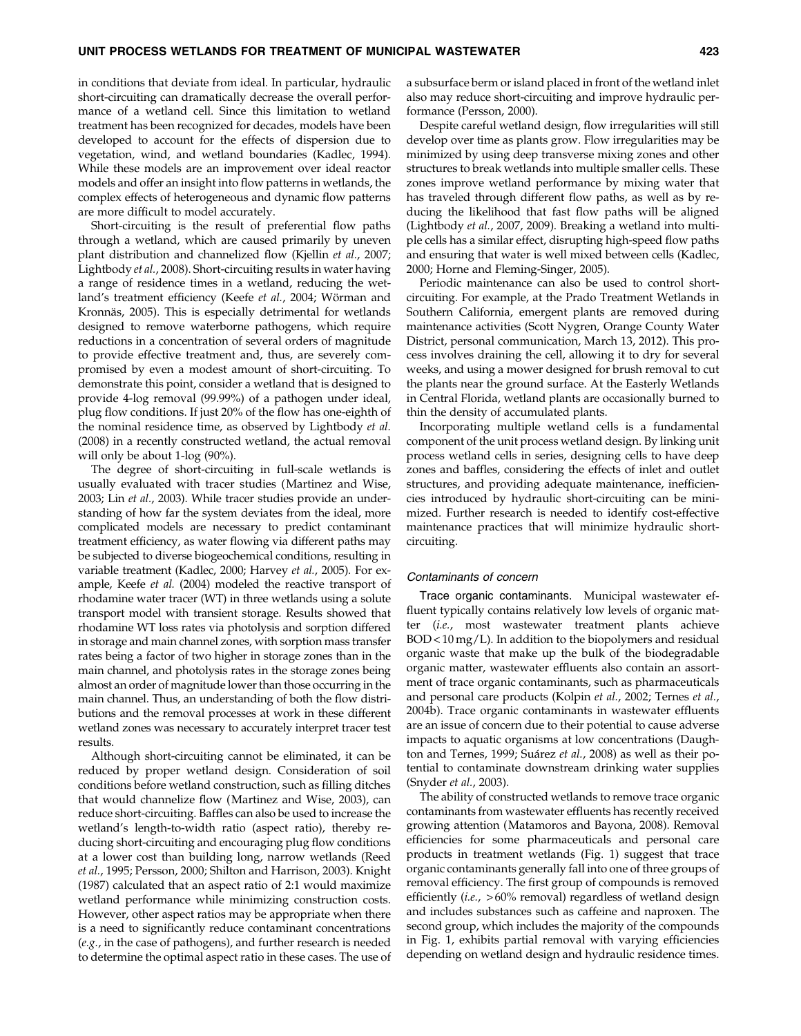in conditions that deviate from ideal. In particular, hydraulic short-circuiting can dramatically decrease the overall performance of a wetland cell. Since this limitation to wetland treatment has been recognized for decades, models have been developed to account for the effects of dispersion due to vegetation, wind, and wetland boundaries (Kadlec, 1994). While these models are an improvement over ideal reactor models and offer an insight into flow patterns in wetlands, the complex effects of heterogeneous and dynamic flow patterns are more difficult to model accurately.

Short-circuiting is the result of preferential flow paths through a wetland, which are caused primarily by uneven plant distribution and channelized flow (Kjellin *et al.*, 2007; Lightbody *et al.*, 2008). Short-circuiting results in water having a range of residence times in a wetland, reducing the wetland's treatment efficiency (Keefe *et al.*, 2004; Wörman and Kronnäs, 2005). This is especially detrimental for wetlands designed to remove waterborne pathogens, which require reductions in a concentration of several orders of magnitude to provide effective treatment and, thus, are severely compromised by even a modest amount of short-circuiting. To demonstrate this point, consider a wetland that is designed to provide 4-log removal (99.99%) of a pathogen under ideal, plug flow conditions. If just 20% of the flow has one-eighth of the nominal residence time, as observed by Lightbody *et al.* (2008) in a recently constructed wetland, the actual removal will only be about 1-log (90%).

The degree of short-circuiting in full-scale wetlands is usually evaluated with tracer studies (Martinez and Wise, 2003; Lin *et al.*, 2003). While tracer studies provide an understanding of how far the system deviates from the ideal, more complicated models are necessary to predict contaminant treatment efficiency, as water flowing via different paths may be subjected to diverse biogeochemical conditions, resulting in variable treatment (Kadlec, 2000; Harvey *et al.*, 2005). For example, Keefe *et al.* (2004) modeled the reactive transport of rhodamine water tracer (WT) in three wetlands using a solute transport model with transient storage. Results showed that rhodamine WT loss rates via photolysis and sorption differed in storage and main channel zones, with sorption mass transfer rates being a factor of two higher in storage zones than in the main channel, and photolysis rates in the storage zones being almost an order of magnitude lower than those occurring in the main channel. Thus, an understanding of both the flow distributions and the removal processes at work in these different wetland zones was necessary to accurately interpret tracer test results.

Although short-circuiting cannot be eliminated, it can be reduced by proper wetland design. Consideration of soil conditions before wetland construction, such as filling ditches that would channelize flow (Martinez and Wise, 2003), can reduce short-circuiting. Baffles can also be used to increase the wetland's length-to-width ratio (aspect ratio), thereby reducing short-circuiting and encouraging plug flow conditions at a lower cost than building long, narrow wetlands (Reed *et al.*, 1995; Persson, 2000; Shilton and Harrison, 2003). Knight (1987) calculated that an aspect ratio of 2:1 would maximize wetland performance while minimizing construction costs. However, other aspect ratios may be appropriate when there is a need to significantly reduce contaminant concentrations (*e.g.*, in the case of pathogens), and further research is needed to determine the optimal aspect ratio in these cases. The use of a subsurface berm or island placed in front of the wetland inlet also may reduce short-circuiting and improve hydraulic performance (Persson, 2000).

Despite careful wetland design, flow irregularities will still develop over time as plants grow. Flow irregularities may be minimized by using deep transverse mixing zones and other structures to break wetlands into multiple smaller cells. These zones improve wetland performance by mixing water that has traveled through different flow paths, as well as by reducing the likelihood that fast flow paths will be aligned (Lightbody *et al.*, 2007, 2009). Breaking a wetland into multiple cells has a similar effect, disrupting high-speed flow paths and ensuring that water is well mixed between cells (Kadlec, 2000; Horne and Fleming-Singer, 2005).

Periodic maintenance can also be used to control short-circuiting. For example, at the Prado Treatment Wetlands in Southern California, emergent plants are removed during maintenance activities (Scott Nygren, Orange County Water District, personal communication, March 13, 2012). This process involves draining the cell, allowing it to dry for several weeks, and using a mower designed for brush removal to cut the plants near the ground surface. At the Easterly Wetlands in Central Florida, wetland plants are occasionally burned to thin the density of accumulated plants.

Incorporating multiple wetland cells is a fundamental component of the unit process wetland design. By linking unit process wetland cells in series, designing cells to have deep zones and baffles, considering the effects of inlet and outlet structures, and providing adequate maintenance, inefficiencies introduced by hydraulic short-circuiting can be minimized. Further research is needed to identify cost-effective maintenance practices that will minimize hydraulic short-circuiting.

### *Contaminants of concern*

**Trace organic contaminants.** Municipal wastewater effluent typically contains relatively low levels of organic matter (*i.e.*, most wastewater treatment plants achieve BOD < 10 mg/L). In addition to the biopolymers and residual organic waste that make up the bulk of the biodegradable organic matter, wastewater effluents also contain an assortment of trace organic contaminants, such as pharmaceuticals and personal care products (Kolpin *et al.*, 2002; Ternes *et al.*, 2004b). Trace organic contaminants in wastewater effluents are an issue of concern due to their potential to cause adverse impacts to aquatic organisms at low concentrations (Daughton and Ternes, 1999; Suárez *et al.*, 2008) as well as their potential to contaminate downstream drinking water supplies (Snyder *et al.*, 2003).

The ability of constructed wetlands to remove trace organic contaminants from wastewater effluents has recently received growing attention (Matamoros and Bayona, 2008). Removal efficiencies for some pharmaceuticals and personal care products in treatment wetlands (Fig. 1) suggest that trace organic contaminants generally fall into one of three groups of removal efficiency. The first group of compounds is removed efficiently (*i.e.*, >60% removal) regardless of wetland design and includes substances such as caffeine and naproxen. The second group, which includes the majority of the compounds in Fig. 1, exhibits partial removal with varying efficiencies depending on wetland design and hydraulic residence times.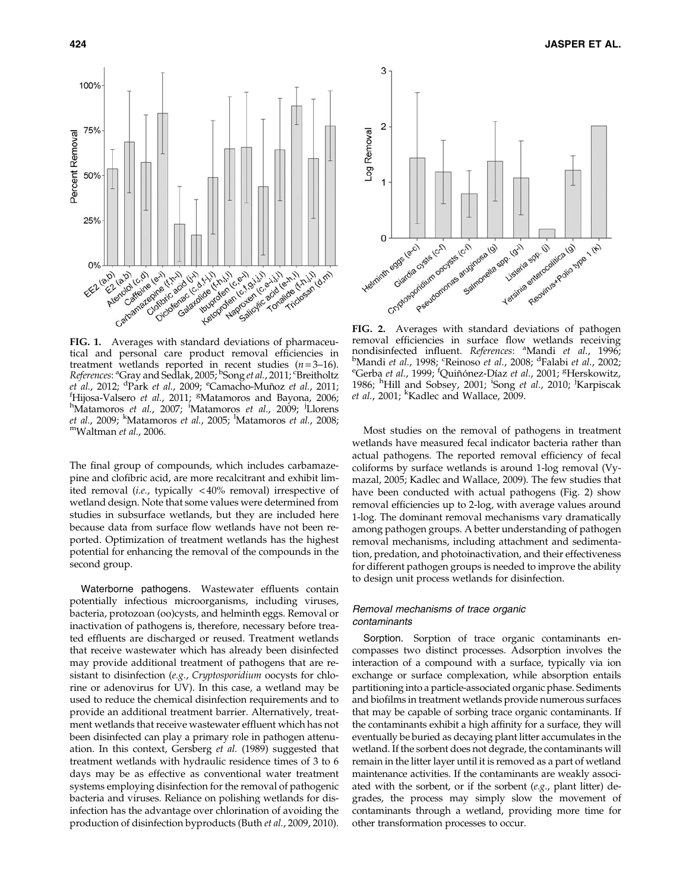FIG. 1. Averages with standard deviations of pharmaceutical and personal care product removal efficiencies in treatment wetlands reported in recent studies ($n = 3$–16). *References*: [a]Gray and Sedlak, 2005; [b]Song *et al.*, 2011; [c]Breitholtz *et al.*, 2012; [d]Park *et al.*, 2009; [e]Camacho-Muñoz *et al.*, 2011; [f]Hijosa-Valsero *et al.*, 2011; [g]Matamoros and Bayona, 2006; [h]Matamoros *et al.*, 2007; [i]Matamoros *et al.*, 2009; [j]Llorens *et al.*, 2009; [k]Matamoros *et al.*, 2005; [l]Matamoros *et al.*, 2008; [m]Waltman *et al.*, 2006.

FIG. 2. Averages with standard deviations of pathogen removal efficiencies in surface flow wetlands receiving nondisinfected influent. *References*: [a]Mandi *et al.*, 1996; [b]Mandi *et al.*, 1998; [c]Reinoso *et al.*, 2008; [d]Falabi *et al.*, 2002; [e]Gerba *et al.*, 1999; [f]Quiñónez-Díaz *et al.*, 2001; [g]Herskowitz, 1986; [h]Hill and Sobsey, 2001; [i]Song *et al.*, 2010; [j]Karpiscak *et al.*, 2001; [k]Kadlec and Wallace, 2009.

The final group of compounds, which includes carbamazepine and clofibric acid, are more recalcitrant and exhibit limited removal (*i.e.*, typically <40% removal) irrespective of wetland design. Note that some values were determined from studies in subsurface wetlands, but they are included here because data from surface flow wetlands have not been reported. Optimization of treatment wetlands has the highest potential for enhancing the removal of the compounds in the second group.

**Waterborne pathogens.** Wastewater effluents contain potentially infectious microorganisms, including viruses, bacteria, protozoan (oo)cysts, and helminth eggs. Removal or inactivation of pathogens is, therefore, necessary before treated effluents are discharged or reused. Treatment wetlands that receive wastewater which has already been disinfected may provide additional treatment of pathogens that are resistant to disinfection (*e.g.*, *Cryptosporidium* oocysts for chlorine or adenovirus for UV). In this case, a wetland may be used to reduce the chemical disinfection requirements and to provide an additional treatment barrier. Alternatively, treatment wetlands that receive wastewater effluent which has not been disinfected can play a primary role in pathogen attenuation. In this context, Gersberg *et al.* (1989) suggested that treatment wetlands with hydraulic residence times of 3 to 6 days may be as effective as conventional water treatment systems employing disinfection for the removal of pathogenic bacteria and viruses. Reliance on polishing wetlands for disinfection has the advantage over chlorination of avoiding the production of disinfection byproducts (Buth *et al.*, 2009, 2010).

Most studies on the removal of pathogens in treatment wetlands have measured fecal indicator bacteria rather than actual pathogens. The reported removal efficiency of fecal coliforms by surface wetlands is around 1-log removal (Vymazal, 2005; Kadlec and Wallace, 2009). The few studies that have been conducted with actual pathogens (Fig. 2) show removal efficiencies up to 2-log, with average values around 1-log. The dominant removal mechanisms vary dramatically among pathogen groups. A better understanding of pathogen removal mechanisms, including attachment and sedimentation, predation, and photoinactivation, and their effectiveness for different pathogen groups is needed to improve the ability to design unit process wetlands for disinfection.

### *Removal mechanisms of trace organic contaminants*

**Sorption.** Sorption of trace organic contaminants encompasses two distinct processes. Adsorption involves the interaction of a compound with a surface, typically via ion exchange or surface complexation, while absorption entails partitioning into a particle-associated organic phase. Sediments and biofilms in treatment wetlands provide numerous surfaces that may be capable of sorbing trace organic contaminants. If the contaminants exhibit a high affinity for a surface, they will eventually be buried as decaying plant litter accumulates in the wetland. If the sorbent does not degrade, the contaminants will remain in the litter layer until it is removed as a part of wetland maintenance activities. If the contaminants are weakly associated with the sorbent, or if the sorbent (*e.g.*, plant litter) degrades, the process may simply slow the movement of contaminants through a wetland, providing more time for other transformation processes to occur.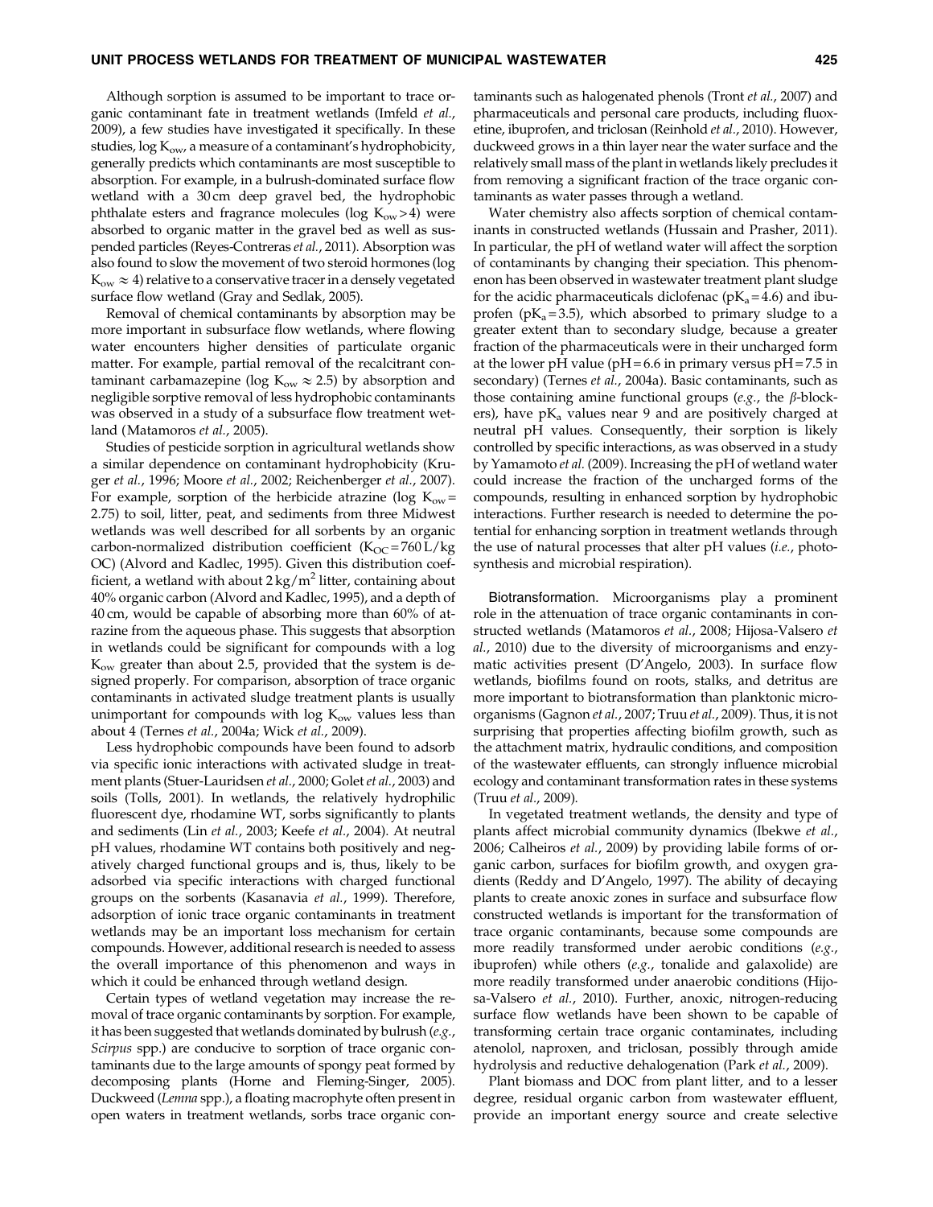Although sorption is assumed to be important to trace organic contaminant fate in treatment wetlands (Imfeld *et al.*, 2009), a few studies have investigated it specifically. In these studies, log $K_{ow}$, a measure of a contaminant's hydrophobicity, generally predicts which contaminants are most susceptible to absorption. For example, in a bulrush-dominated surface flow wetland with a 30 cm deep gravel bed, the hydrophobic phthalate esters and fragrance molecules (log $K_{ow} > 4$) were absorbed to organic matter in the gravel bed as well as suspended particles (Reyes-Contreras *et al.*, 2011). Absorption was also found to slow the movement of two steroid hormones (log $K_{ow} \approx 4$) relative to a conservative tracer in a densely vegetated surface flow wetland (Gray and Sedlak, 2005).

Removal of chemical contaminants by absorption may be more important in subsurface flow wetlands, where flowing water encounters higher densities of particulate organic matter. For example, partial removal of the recalcitrant contaminant carbamazepine (log $K_{ow} \approx 2.5$) by absorption and negligible sorptive removal of less hydrophobic contaminants was observed in a study of a subsurface flow treatment wetland (Matamoros *et al.*, 2005).

Studies of pesticide sorption in agricultural wetlands show a similar dependence on contaminant hydrophobicity (Kruger *et al.*, 1996; Moore *et al.*, 2002; Reichenberger *et al.*, 2007). For example, sorption of the herbicide atrazine (log $K_{ow}$ = 2.75) to soil, litter, peat, and sediments from three Midwest wetlands was well described for all sorbents by an organic carbon-normalized distribution coefficient ($K_{OC}$ = 760 L/kg OC) (Alvord and Kadlec, 1995). Given this distribution coefficient, a wetland with about 2 kg/m$^2$ litter, containing about 40% organic carbon (Alvord and Kadlec, 1995), and a depth of 40 cm, would be capable of absorbing more than 60% of atrazine from the aqueous phase. This suggests that absorption in wetlands could be significant for compounds with a log $K_{ow}$ greater than about 2.5, provided that the system is designed properly. For comparison, absorption of trace organic contaminants in activated sludge treatment plants is usually unimportant for compounds with log $K_{ow}$ values less than about 4 (Ternes *et al.*, 2004a; Wick *et al.*, 2009).

Less hydrophobic compounds have been found to adsorb via specific ionic interactions with activated sludge in treatment plants (Stuer-Lauridsen *et al.*, 2000; Golet *et al.*, 2003) and soils (Tolls, 2001). In wetlands, the relatively hydrophilic fluorescent dye, rhodamine WT, sorbs significantly to plants and sediments (Lin *et al.*, 2003; Keefe *et al.*, 2004). At neutral pH values, rhodamine WT contains both positively and negatively charged functional groups and is, thus, likely to be adsorbed via specific interactions with charged functional groups on the sorbents (Kasanavia *et al.*, 1999). Therefore, adsorption of ionic trace organic contaminants in treatment wetlands may be an important loss mechanism for certain compounds. However, additional research is needed to assess the overall importance of this phenomenon and ways in which it could be enhanced through wetland design.

Certain types of wetland vegetation may increase the removal of trace organic contaminants by sorption. For example, it has been suggested that wetlands dominated by bulrush (*e.g.*, *Scirpus* spp.) are conducive to sorption of trace organic contaminants due to the large amounts of spongy peat formed by decomposing plants (Horne and Fleming-Singer, 2005). Duckweed (*Lemna* spp.), a floating macrophyte often present in open waters in treatment wetlands, sorbs trace organic contaminants such as halogenated phenols (Tront *et al.*, 2007) and pharmaceuticals and personal care products, including fluoxetine, ibuprofen, and triclosan (Reinhold *et al.*, 2010). However, duckweed grows in a thin layer near the water surface and the relatively small mass of the plant in wetlands likely precludes it from removing a significant fraction of the trace organic contaminants as water passes through a wetland.

Water chemistry also affects sorption of chemical contaminants in constructed wetlands (Hussain and Prasher, 2011). In particular, the pH of wetland water will affect the sorption of contaminants by changing their speciation. This phenomenon has been observed in wastewater treatment plant sludge for the acidic pharmaceuticals diclofenac ($pK_a$ = 4.6) and ibuprofen ($pK_a$ = 3.5), which absorbed to primary sludge to a greater extent than to secondary sludge, because a greater fraction of the pharmaceuticals were in their uncharged form at the lower pH value (pH = 6.6 in primary versus pH = 7.5 in secondary) (Ternes *et al.*, 2004a). Basic contaminants, such as those containing amine functional groups (*e.g.*, the $\beta$-blockers), have $pK_a$ values near 9 and are positively charged at neutral pH values. Consequently, their sorption is likely controlled by specific interactions, as was observed in a study by Yamamoto *et al.* (2009). Increasing the pH of wetland water could increase the fraction of the uncharged forms of the compounds, resulting in enhanced sorption by hydrophobic interactions. Further research is needed to determine the potential for enhancing sorption in treatment wetlands through the use of natural processes that alter pH values (*i.e.*, photosynthesis and microbial respiration).

**Biotransformation.** Microorganisms play a prominent role in the attenuation of trace organic contaminants in constructed wetlands (Matamoros *et al.*, 2008; Hijosa-Valsero *et al.*, 2010) due to the diversity of microorganisms and enzymatic activities present (D'Angelo, 2003). In surface flow wetlands, biofilms found on roots, stalks, and detritus are more important to biotransformation than planktonic microorganisms (Gagnon *et al.*, 2007; Truu *et al.*, 2009). Thus, it is not surprising that properties affecting biofilm growth, such as the attachment matrix, hydraulic conditions, and composition of the wastewater effluents, can strongly influence microbial ecology and contaminant transformation rates in these systems (Truu *et al.*, 2009).

In vegetated treatment wetlands, the density and type of plants affect microbial community dynamics (Ibekwe *et al.*, 2006; Calheiros *et al.*, 2009) by providing labile forms of organic carbon, surfaces for biofilm growth, and oxygen gradients (Reddy and D'Angelo, 1997). The ability of decaying plants to create anoxic zones in surface and subsurface flow constructed wetlands is important for the transformation of trace organic contaminants, because some compounds are more readily transformed under aerobic conditions (*e.g.*, ibuprofen) while others (*e.g.*, tonalide and galaxolide) are more readily transformed under anaerobic conditions (Hijosa-Valsero *et al.*, 2010). Further, anoxic, nitrogen-reducing surface flow wetlands have been shown to be capable of transforming certain trace organic contaminates, including atenolol, naproxen, and triclosan, possibly through amide hydrolysis and reductive dehalogenation (Park *et al.*, 2009).

Plant biomass and DOC from plant litter, and to a lesser degree, residual organic carbon from wastewater effluent, provide an important energy source and create selective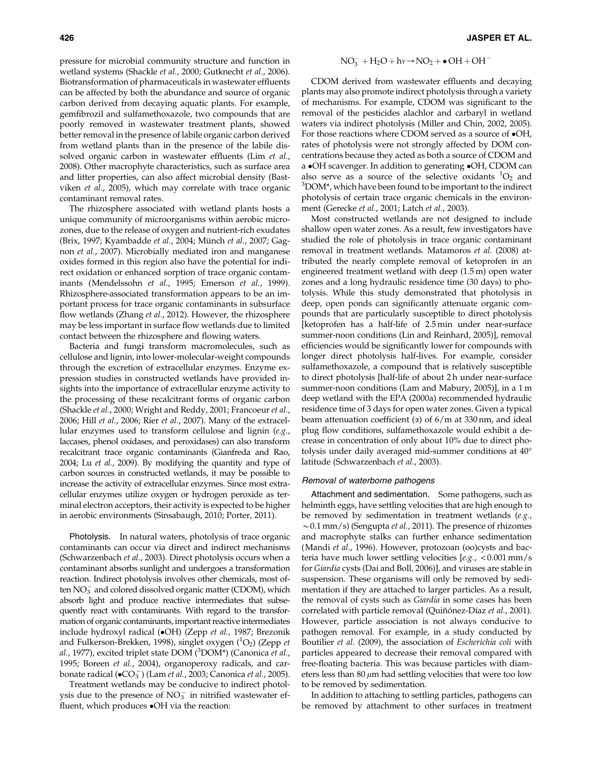pressure for microbial community structure and function in wetland systems (Shackle *et al.*, 2000; Gutknecht *et al.*, 2006). Biotransformation of pharmaceuticals in wastewater effluents can be affected by both the abundance and source of organic carbon derived from decaying aquatic plants. For example, gemfibrozil and sulfamethoxazole, two compounds that are poorly removed in wastewater treatment plants, showed better removal in the presence of labile organic carbon derived from wetland plants than in the presence of the labile dissolved organic carbon in wastewater effluents (Lim *et al.*, 2008). Other macrophyte characteristics, such as surface area and litter properties, can also affect microbial density (Bastviken *et al.*, 2005), which may correlate with trace organic contaminant removal rates.

The rhizosphere associated with wetland plants hosts a unique community of microorganisms within aerobic microzones, due to the release of oxygen and nutrient-rich exudates (Brix, 1997; Kyambadde *et al.*, 2004; Münch *et al.*, 2007; Gagnon *et al.*, 2007). Microbially mediated iron and manganese oxides formed in this region also have the potential for indirect oxidation or enhanced sorption of trace organic contaminants (Mendelssohn *et al.*, 1995; Emerson *et al.*, 1999). Rhizosphere-associated transformation appears to be an important process for trace organic contaminants in subsurface flow wetlands (Zhang *et al.*, 2012). However, the rhizosphere may be less important in surface flow wetlands due to limited contact between the rhizosphere and flowing waters.

Bacteria and fungi transform macromolecules, such as cellulose and lignin, into lower-molecular-weight compounds through the excretion of extracellular enzymes. Enzyme expression studies in constructed wetlands have provided insights into the importance of extracellular enzyme activity to the processing of these recalcitrant forms of organic carbon (Shackle *et al.*, 2000; Wright and Reddy, 2001; Francoeur *et al.*, 2006; Hill *et al.*, 2006; Rier *et al.*, 2007). Many of the extracellular enzymes used to transform cellulose and lignin (*e.g.*, laccases, phenol oxidases, and peroxidases) can also transform recalcitrant trace organic contaminants (Gianfreda and Rao, 2004; Lu *et al.*, 2009). By modifying the quantity and type of carbon sources in constructed wetlands, it may be possible to increase the activity of extracellular enzymes. Since most extracellular enzymes utilize oxygen or hydrogen peroxide as terminal electron acceptors, their activity is expected to be higher in aerobic environments (Sinsabaugh, 2010; Porter, 2011).

*Photolysis.* In natural waters, photolysis of trace organic contaminants can occur via direct and indirect mechanisms (Schwarzenbach *et al.*, 2003). Direct photolysis occurs when a contaminant absorbs sunlight and undergoes a transformation reaction. Indirect photolysis involves other chemicals, most often $NO_3^-$ and colored dissolved organic matter (CDOM), which absorb light and produce reactive intermediates that subsequently react with contaminants. With regard to the transformation of organic contaminants, important reactive intermediates include hydroxyl radical (•OH) (Zepp *et al.*, 1987; Brezonik and Fulkerson-Brekken, 1998), singlet oxygen ($^1O_2$) (Zepp *et al.*, 1977), excited triplet state DOM ($^3DOM^*$) (Canonica *et al.*, 1995; Boreen *et al.*, 2004), organoperoxy radicals, and carbonate radical ($\bullet CO_3^-$) (Lam *et al.*, 2003; Canonica *et al.*, 2005).

Treatment wetlands may be conducive to indirect photolysis due to the presence of $NO_3^-$ in nitrified wastewater effluent, which produces •OH via the reaction:

$$NO_3^- + H_2O + h\nu \rightarrow NO_2 + \bullet OH + OH^-$$

CDOM derived from wastewater effluents and decaying plants may also promote indirect photolysis through a variety of mechanisms. For example, CDOM was significant to the removal of the pesticides alachlor and carbaryl in wetland waters via indirect photolysis (Miller and Chin, 2002, 2005). For those reactions where CDOM served as a source of •OH, rates of photolysis were not strongly affected by DOM concentrations because they acted as both a source of CDOM and a •OH scavenger. In addition to generating •OH, CDOM can also serve as a source of the selective oxidants $^1O_2$ and $^3DOM^*$, which have been found to be important to the indirect photolysis of certain trace organic chemicals in the environment (Gerecke *et al.*, 2001; Latch *et al.*, 2003).

Most constructed wetlands are not designed to include shallow open water zones. As a result, few investigators have studied the role of photolysis in trace organic contaminant removal in treatment wetlands. Matamoros *et al.* (2008) attributed the nearly complete removal of ketoprofen in an engineered treatment wetland with deep (1.5 m) open water zones and a long hydraulic residence time (30 days) to photolysis. While this study demonstrated that photolysis in deep, open ponds can significantly attenuate organic compounds that are particularly susceptible to direct photolysis [ketoprofen has a half-life of 2.5 min under near-surface summer-noon conditions (Lin and Reinhard, 2005)], removal efficiencies would be significantly lower for compounds with longer direct photolysis half-lives. For example, consider sulfamethoxazole, a compound that is relatively susceptible to direct photolysis [half-life of about 2 h under near-surface summer-noon conditions (Lam and Mabury, 2005)], in a 1 m deep wetland with the EPA (2000a) recommended hydraulic residence time of 3 days for open water zones. Given a typical beam attenuation coefficient ($\alpha$) of 6/m at 330 nm, and ideal plug flow conditions, sulfamethoxazole would exhibit a decrease in concentration of only about 10% due to direct photolysis under daily averaged mid-summer conditions at 40° latitude (Schwarzenbach *et al.*, 2003).

### *Removal of waterborne pathogens*

*Attachment and sedimentation.* Some pathogens, such as helminth eggs, have settling velocities that are high enough to be removed by sedimentation in treatment wetlands (*e.g.*, ~0.1 mm/s) (Sengupta *et al.*, 2011). The presence of rhizomes and macrophyte stalks can further enhance sedimentation (Mandi *et al.*, 1996). However, protozoan (oo)cysts and bacteria have much lower settling velocities [*e.g.*, <0.001 mm/s for *Giardia* cysts (Dai and Boll, 2006)], and viruses are stable in suspension. These organisms will only be removed by sedimentation if they are attached to larger particles. As a result, the removal of cysts such as *Giardia* in some cases has been correlated with particle removal (Quiñónez-Díaz *et al.*, 2001). However, particle association is not always conducive to pathogen removal. For example, in a study conducted by Boutilier *et al.* (2009), the association of *Escherichia coli* with particles appeared to decrease their removal compared with free-floating bacteria. This was because particles with diameters less than 80 $\mu$m had settling velocities that were too low to be removed by sedimentation.

In addition to attaching to settling particles, pathogens can be removed by attachment to other surfaces in treatment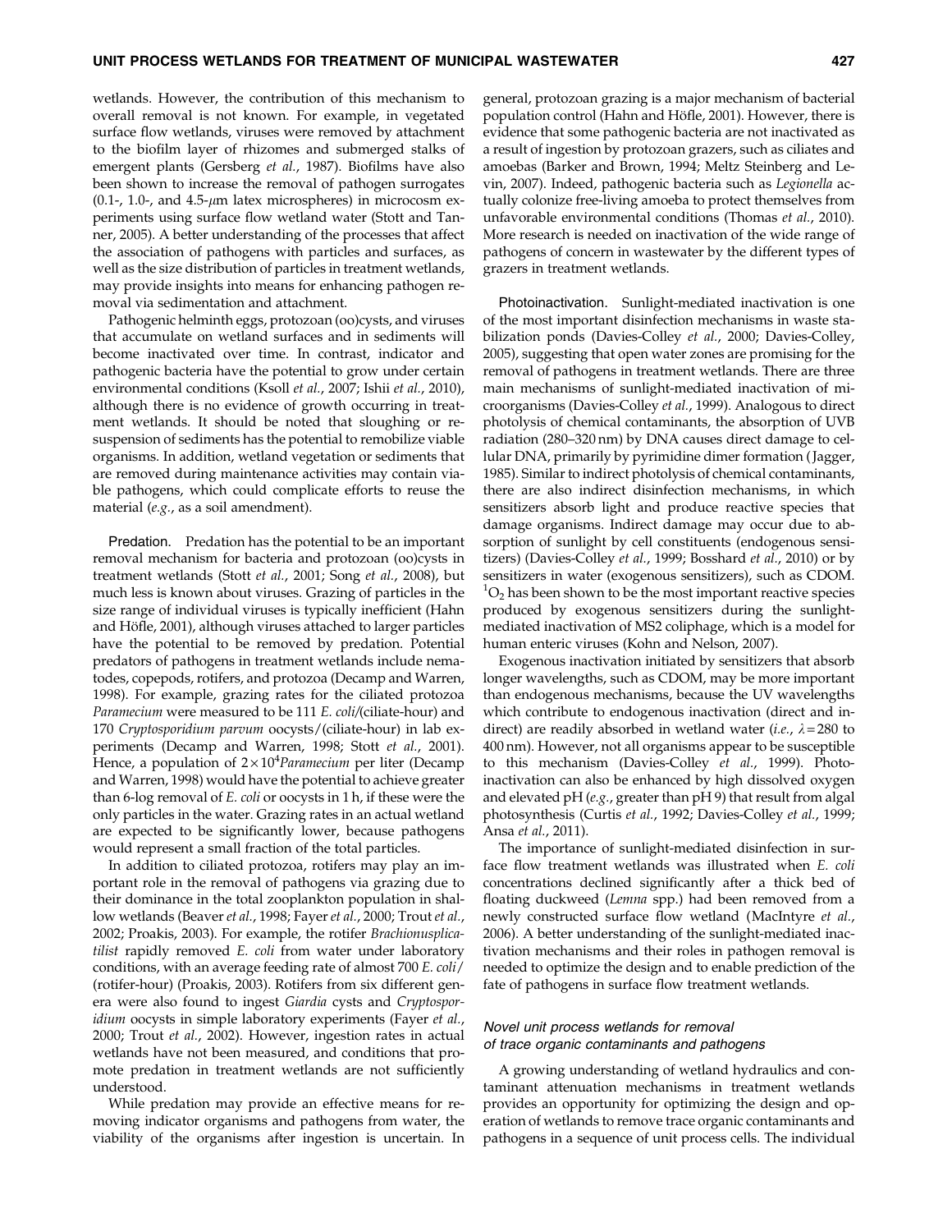wetlands. However, the contribution of this mechanism to overall removal is not known. For example, in vegetated surface flow wetlands, viruses were removed by attachment to the biofilm layer of rhizomes and submerged stalks of emergent plants (Gersberg *et al.*, 1987). Biofilms have also been shown to increase the removal of pathogen surrogates (0.1-, 1.0-, and 4.5-$\mu$m latex microspheres) in microcosm experiments using surface flow wetland water (Stott and Tanner, 2005). A better understanding of the processes that affect the association of pathogens with particles and surfaces, as well as the size distribution of particles in treatment wetlands, may provide insights into means for enhancing pathogen removal via sedimentation and attachment.

Pathogenic helminth eggs, protozoan (oo)cysts, and viruses that accumulate on wetland surfaces and in sediments will become inactivated over time. In contrast, indicator and pathogenic bacteria have the potential to grow under certain environmental conditions (Ksoll *et al.*, 2007; Ishii *et al.*, 2010), although there is no evidence of growth occurring in treatment wetlands. It should be noted that sloughing or resuspension of sediments has the potential to remobilize viable organisms. In addition, wetland vegetation or sediments that are removed during maintenance activities may contain viable pathogens, which could complicate efforts to reuse the material (*e.g.*, as a soil amendment).

**Predation.** Predation has the potential to be an important removal mechanism for bacteria and protozoan (oo)cysts in treatment wetlands (Stott *et al.*, 2001; Song *et al.*, 2008), but much less is known about viruses. Grazing of particles in the size range of individual viruses is typically inefficient (Hahn and Höfle, 2001), although viruses attached to larger particles have the potential to be removed by predation. Potential predators of pathogens in treatment wetlands include nematodes, copepods, rotifers, and protozoa (Decamp and Warren, 1998). For example, grazing rates for the ciliated protozoa *Paramecium* were measured to be 111 *E. coli*/(ciliate-hour) and 170 *Cryptosporidium parvum* oocysts/(ciliate-hour) in lab experiments (Decamp and Warren, 1998; Stott *et al.*, 2001). Hence, a population of $2\times10^4$*Paramecium* per liter (Decamp and Warren, 1998) would have the potential to achieve greater than 6-log removal of *E. coli* or oocysts in 1 h, if these were the only particles in the water. Grazing rates in an actual wetland are expected to be significantly lower, because pathogens would represent a small fraction of the total particles.

In addition to ciliated protozoa, rotifers may play an important role in the removal of pathogens via grazing due to their dominance in the total zooplankton population in shallow wetlands (Beaver *et al.*, 1998; Fayer *et al.*, 2000; Trout *et al.*, 2002; Proakis, 2003). For example, the rotifer *Brachionusplicatilist* rapidly removed *E. coli* from water under laboratory conditions, with an average feeding rate of almost 700 *E. coli*/(rotifer-hour) (Proakis, 2003). Rotifers from six different genera were also found to ingest *Giardia* cysts and *Cryptosporidium* oocysts in simple laboratory experiments (Fayer *et al.*, 2000; Trout *et al.*, 2002). However, ingestion rates in actual wetlands have not been measured, and conditions that promote predation in treatment wetlands are not sufficiently understood.

While predation may provide an effective means for removing indicator organisms and pathogens from water, the viability of the organisms after ingestion is uncertain. In general, protozoan grazing is a major mechanism of bacterial population control (Hahn and Höfle, 2001). However, there is evidence that some pathogenic bacteria are not inactivated as a result of ingestion by protozoan grazers, such as ciliates and amoebas (Barker and Brown, 1994; Meltz Steinberg and Levin, 2007). Indeed, pathogenic bacteria such as *Legionella* actually colonize free-living amoeba to protect themselves from unfavorable environmental conditions (Thomas *et al.*, 2010). More research is needed on inactivation of the wide range of pathogens of concern in wastewater by the different types of grazers in treatment wetlands.

**Photoinactivation.** Sunlight-mediated inactivation is one of the most important disinfection mechanisms in waste stabilization ponds (Davies-Colley *et al.*, 2000; Davies-Colley, 2005), suggesting that open water zones are promising for the removal of pathogens in treatment wetlands. There are three main mechanisms of sunlight-mediated inactivation of microorganisms (Davies-Colley *et al.*, 1999). Analogous to direct photolysis of chemical contaminants, the absorption of UVB radiation (280–320 nm) by DNA causes direct damage to cellular DNA, primarily by pyrimidine dimer formation (Jagger, 1985). Similar to indirect photolysis of chemical contaminants, there are also indirect disinfection mechanisms, in which sensitizers absorb light and produce reactive species that damage organisms. Indirect damage may occur due to absorption of sunlight by cell constituents (endogenous sensitizers) (Davies-Colley *et al.*, 1999; Bosshard *et al.*, 2010) or by sensitizers in water (exogenous sensitizers), such as CDOM. $^1O_2$ has been shown to be the most important reactive species produced by exogenous sensitizers during the sunlight-mediated inactivation of MS2 coliphage, which is a model for human enteric viruses (Kohn and Nelson, 2007).

Exogenous inactivation initiated by sensitizers that absorb longer wavelengths, such as CDOM, may be more important than endogenous mechanisms, because the UV wavelengths which contribute to endogenous inactivation (direct and indirect) are readily absorbed in wetland water (*i.e.*, $\lambda = 280$ to 400 nm). However, not all organisms appear to be susceptible to this mechanism (Davies-Colley *et al.*, 1999). Photoinactivation can also be enhanced by high dissolved oxygen and elevated pH (*e.g.*, greater than pH 9) that result from algal photosynthesis (Curtis *et al.*, 1992; Davies-Colley *et al.*, 1999; Ansa *et al.*, 2011).

The importance of sunlight-mediated disinfection in surface flow treatment wetlands was illustrated when *E. coli* concentrations declined significantly after a thick bed of floating duckweed (*Lemna* spp.) had been removed from a newly constructed surface flow wetland (MacIntyre *et al.*, 2006). A better understanding of the sunlight-mediated inactivation mechanisms and their roles in pathogen removal is needed to optimize the design and to enable prediction of the fate of pathogens in surface flow treatment wetlands.

### *Novel unit process wetlands for removal of trace organic contaminants and pathogens*

A growing understanding of wetland hydraulics and contaminant attenuation mechanisms in treatment wetlands provides an opportunity for optimizing the design and operation of wetlands to remove trace organic contaminants and pathogens in a sequence of unit process cells. The individual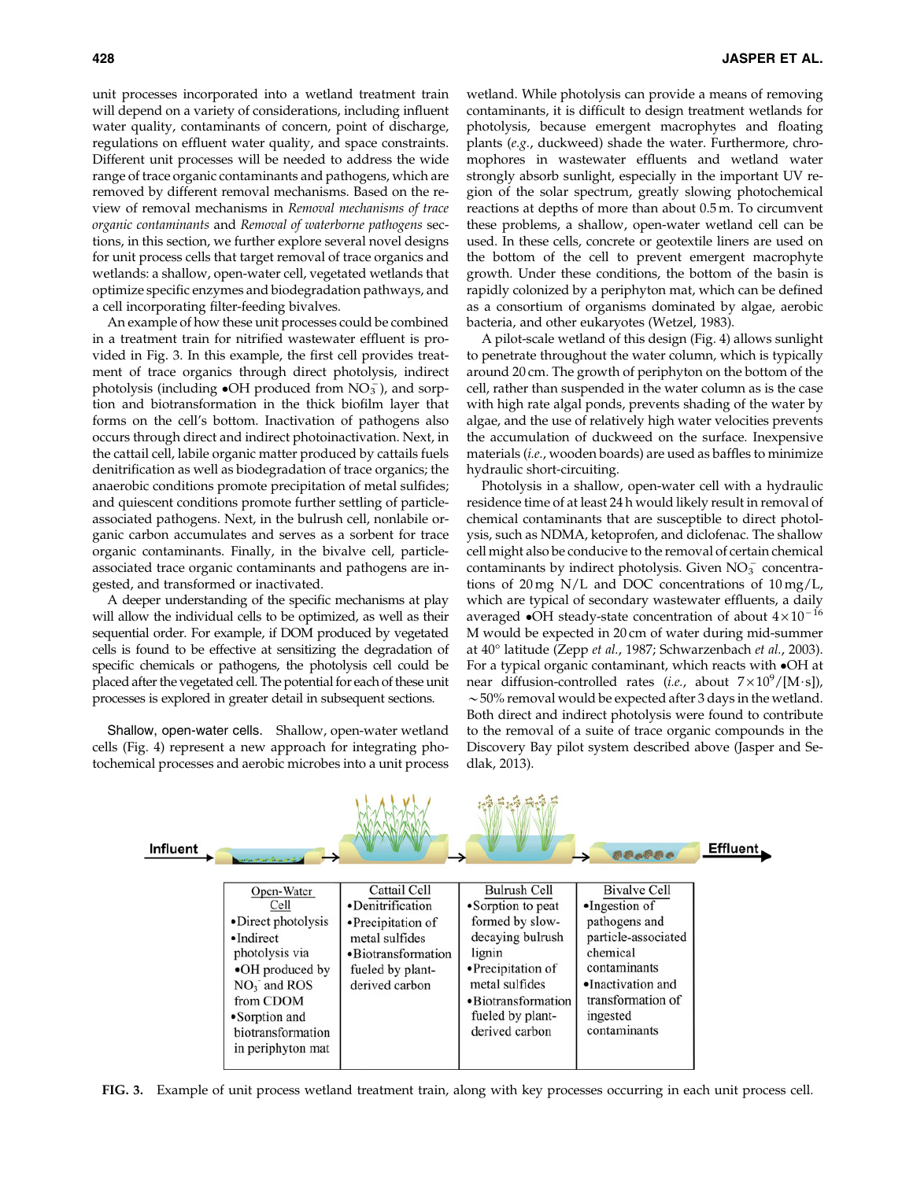unit processes incorporated into a wetland treatment train will depend on a variety of considerations, including influent water quality, contaminants of concern, point of discharge, regulations on effluent water quality, and space constraints. Different unit processes will be needed to address the wide range of trace organic contaminants and pathogens, which are removed by different removal mechanisms. Based on the review of removal mechanisms in *Removal mechanisms of trace organic contaminants* and *Removal of waterborne pathogens* sections, in this section, we further explore several novel designs for unit process cells that target removal of trace organics and wetlands: a shallow, open-water cell, vegetated wetlands that optimize specific enzymes and biodegradation pathways, and a cell incorporating filter-feeding bivalves.

An example of how these unit processes could be combined in a treatment train for nitrified wastewater effluent is provided in Fig. 3. In this example, the first cell provides treatment of trace organics through direct photolysis, indirect photolysis (including •OH produced from $NO_3^-$), and sorption and biotransformation in the thick biofilm layer that forms on the cell's bottom. Inactivation of pathogens also occurs through direct and indirect photoinactivation. Next, in the cattail cell, labile organic matter produced by cattails fuels denitrification as well as biodegradation of trace organics; the anaerobic conditions promote precipitation of metal sulfides; and quiescent conditions promote further settling of particle-associated pathogens. Next, in the bulrush cell, nonlabile organic carbon accumulates and serves as a sorbent for trace organic contaminants. Finally, in the bivalve cell, particle-associated trace organic contaminants and pathogens are ingested, and transformed or inactivated.

A deeper understanding of the specific mechanisms at play will allow the individual cells to be optimized, as well as their sequential order. For example, if DOM produced by vegetated cells is found to be effective at sensitizing the degradation of specific chemicals or pathogens, the photolysis cell could be placed after the vegetated cell. The potential for each of these unit processes is explored in greater detail in subsequent sections.

Shallow, open-water cells. Shallow, open-water wetland cells (Fig. 4) represent a new approach for integrating photochemical processes and aerobic microbes into a unit process wetland. While photolysis can provide a means of removing contaminants, it is difficult to design treatment wetlands for photolysis, because emergent macrophytes and floating plants (*e.g.*, duckweed) shade the water. Furthermore, chromophores in wastewater effluents and wetland water strongly absorb sunlight, especially in the important UV region of the solar spectrum, greatly slowing photochemical reactions at depths of more than about 0.5 m. To circumvent these problems, a shallow, open-water wetland cell can be used. In these cells, concrete or geotextile liners are used on the bottom of the cell to prevent emergent macrophyte growth. Under these conditions, the bottom of the basin is rapidly colonized by a periphyton mat, which can be defined as a consortium of organisms dominated by algae, aerobic bacteria, and other eukaryotes (Wetzel, 1983).

A pilot-scale wetland of this design (Fig. 4) allows sunlight to penetrate throughout the water column, which is typically around 20 cm. The growth of periphyton on the bottom of the cell, rather than suspended in the water column as is the case with high rate algal ponds, prevents shading of the water by algae, and the use of relatively high water velocities prevents the accumulation of duckweed on the surface. Inexpensive materials (*i.e.*, wooden boards) are used as baffles to minimize hydraulic short-circuiting.

Photolysis in a shallow, open-water cell with a hydraulic residence time of at least 24 h would likely result in removal of chemical contaminants that are susceptible to direct photolysis, such as NDMA, ketoprofen, and diclofenac. The shallow cell might also be conducive to the removal of certain chemical contaminants by indirect photolysis. Given $NO_3^-$ concentrations of 20 mg N/L and DOC concentrations of 10 mg/L, which are typical of secondary wastewater effluents, a daily averaged •OH steady-state concentration of about $4\times10^{-16}$ M would be expected in 20 cm of water during mid-summer at 40° latitude (Zepp *et al.*, 1987; Schwarzenbach *et al.*, 2003). For a typical organic contaminant, which reacts with •OH at near diffusion-controlled rates (*i.e.*, about $7\times10^9$/[M·s]), ~50% removal would be expected after 3 days in the wetland. Both direct and indirect photolysis were found to contribute to the removal of a suite of trace organic compounds in the Discovery Bay pilot system described above (Jasper and Sedlak, 2013).

Influent
Effluent

| Open-Water Cell | Cattail Cell | Bulrush Cell | Bivalve Cell |
|---|---|---|---|
| •Direct photolysis<br>•Indirect photolysis via •OH produced by $NO_3^-$ and ROS from CDOM<br>•Sorption and biotransformation in periphyton mat | •Denitrification<br>•Precipitation of metal sulfides<br>•Biotransformation fueled by plant-derived carbon | •Sorption to peat formed by slow-decaying bulrush lignin<br>•Precipitation of metal sulfides<br>•Biotransformation fueled by plant-derived carbon | •Ingestion of pathogens and particle-associated chemical contaminants<br>•Inactivation and transformation of ingested contaminants |

**FIG. 3.** Example of unit process wetland treatment train, along with key processes occurring in each unit process cell.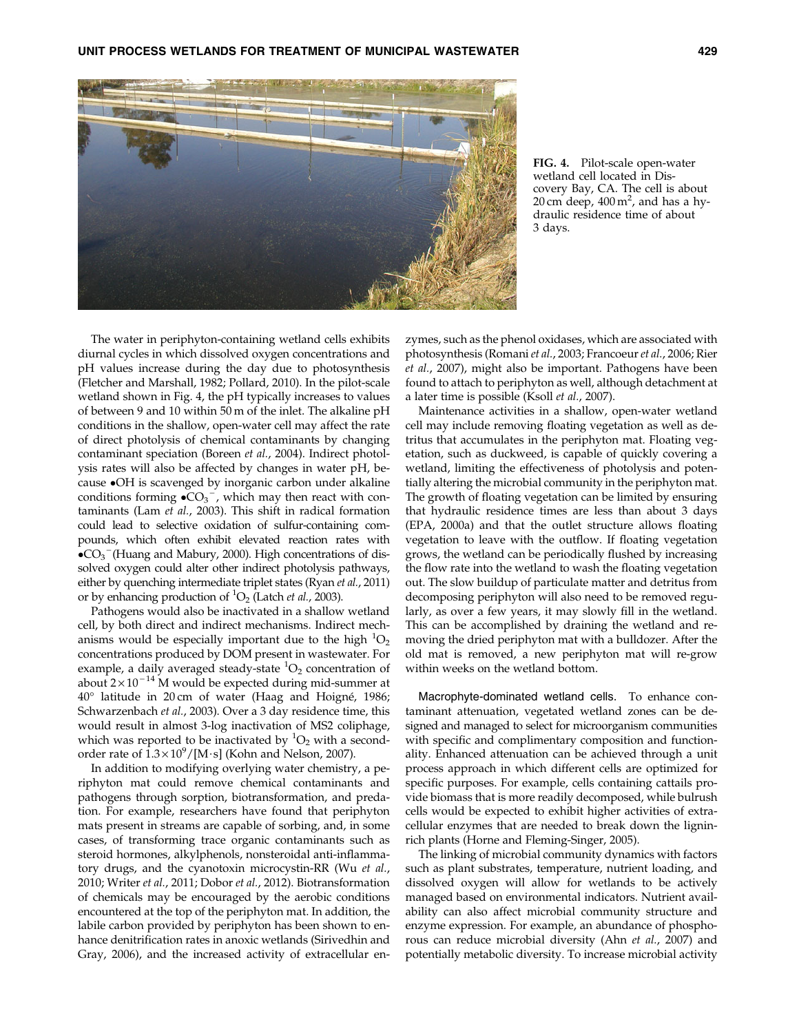FIG. 4. Pilot-scale open-water wetland cell located in Discovery Bay, CA. The cell is about 20 cm deep, 400 $m^2$, and has a hydraulic residence time of about 3 days.

The water in periphyton-containing wetland cells exhibits diurnal cycles in which dissolved oxygen concentrations and pH values increase during the day due to photosynthesis (Fletcher and Marshall, 1982; Pollard, 2010). In the pilot-scale wetland shown in Fig. 4, the pH typically increases to values of between 9 and 10 within 50 m of the inlet. The alkaline pH conditions in the shallow, open-water cell may affect the rate of direct photolysis of chemical contaminants by changing contaminant speciation (Boreen *et al.*, 2004). Indirect photolysis rates will also be affected by changes in water pH, because •OH is scavenged by inorganic carbon under alkaline conditions forming $\bullet CO_3^-$, which may then react with contaminants (Lam *et al.*, 2003). This shift in radical formation could lead to selective oxidation of sulfur-containing compounds, which often exhibit elevated reaction rates with $\bullet CO_3^-$ (Huang and Mabury, 2000). High concentrations of dissolved oxygen could alter other indirect photolysis pathways, either by quenching intermediate triplet states (Ryan *et al.*, 2011) or by enhancing production of $^1O_2$ (Latch *et al.*, 2003).

Pathogens would also be inactivated in a shallow wetland cell, by both direct and indirect mechanisms. Indirect mechanisms would be especially important due to the high $^1O_2$ concentrations produced by DOM present in wastewater. For example, a daily averaged steady-state $^1O_2$ concentration of about $2\times10^{-14}$ M would be expected during mid-summer at 40° latitude in 20 cm of water (Haag and Hoigné, 1986; Schwarzenbach *et al.*, 2003). Over a 3 day residence time, this would result in almost 3-log inactivation of MS2 coliphage, which was reported to be inactivated by $^1O_2$ with a second-order rate of $1.3\times10^9/[\text{M}\cdot\text{s}]$ (Kohn and Nelson, 2007).

In addition to modifying overlying water chemistry, a periphyton mat could remove chemical contaminants and pathogens through sorption, biotransformation, and predation. For example, researchers have found that periphyton mats present in streams are capable of sorbing, and, in some cases, of transforming trace organic contaminants such as steroid hormones, alkylphenols, nonsteroidal anti-inflammatory drugs, and the cyanotoxin microcystin-RR (Wu *et al.*, 2010; Writer *et al.*, 2011; Dobor *et al.*, 2012). Biotransformation of chemicals may be encouraged by the aerobic conditions encountered at the top of the periphyton mat. In addition, the labile carbon provided by periphyton has been shown to enhance denitrification rates in anoxic wetlands (Sirivedhin and Gray, 2006), and the increased activity of extracellular enzymes, such as the phenol oxidases, which are associated with photosynthesis (Romani *et al.*, 2003; Francoeur *et al.*, 2006; Rier *et al.*, 2007), might also be important. Pathogens have been found to attach to periphyton as well, although detachment at a later time is possible (Ksoll *et al.*, 2007).

Maintenance activities in a shallow, open-water wetland cell may include removing floating vegetation as well as detritus that accumulates in the periphyton mat. Floating vegetation, such as duckweed, is capable of quickly covering a wetland, limiting the effectiveness of photolysis and potentially altering the microbial community in the periphyton mat. The growth of floating vegetation can be limited by ensuring that hydraulic residence times are less than about 3 days (EPA, 2000a) and that the outlet structure allows floating vegetation to leave with the outflow. If floating vegetation grows, the wetland can be periodically flushed by increasing the flow rate into the wetland to wash the floating vegetation out. The slow buildup of particulate matter and detritus from decomposing periphyton will also need to be removed regularly, as over a few years, it may slowly fill in the wetland. This can be accomplished by draining the wetland and removing the dried periphyton mat with a bulldozer. After the old mat is removed, a new periphyton mat will re-grow within weeks on the wetland bottom.

### Macrophyte-dominated wetland cells.

To enhance contaminant attenuation, vegetated wetland zones can be designed and managed to select for microorganism communities with specific and complimentary composition and functionality. Enhanced attenuation can be achieved through a unit process approach in which different cells are optimized for specific purposes. For example, cells containing cattails provide biomass that is more readily decomposed, while bulrush cells would be expected to exhibit higher activities of extracellular enzymes that are needed to break down the lignin-rich plants (Horne and Fleming-Singer, 2005).

The linking of microbial community dynamics with factors such as plant substrates, temperature, nutrient loading, and dissolved oxygen will allow for wetlands to be actively managed based on environmental indicators. Nutrient availability can also affect microbial community structure and enzyme expression. For example, an abundance of phosphorous can reduce microbial diversity (Ahn *et al.*, 2007) and potentially metabolic diversity. To increase microbial activity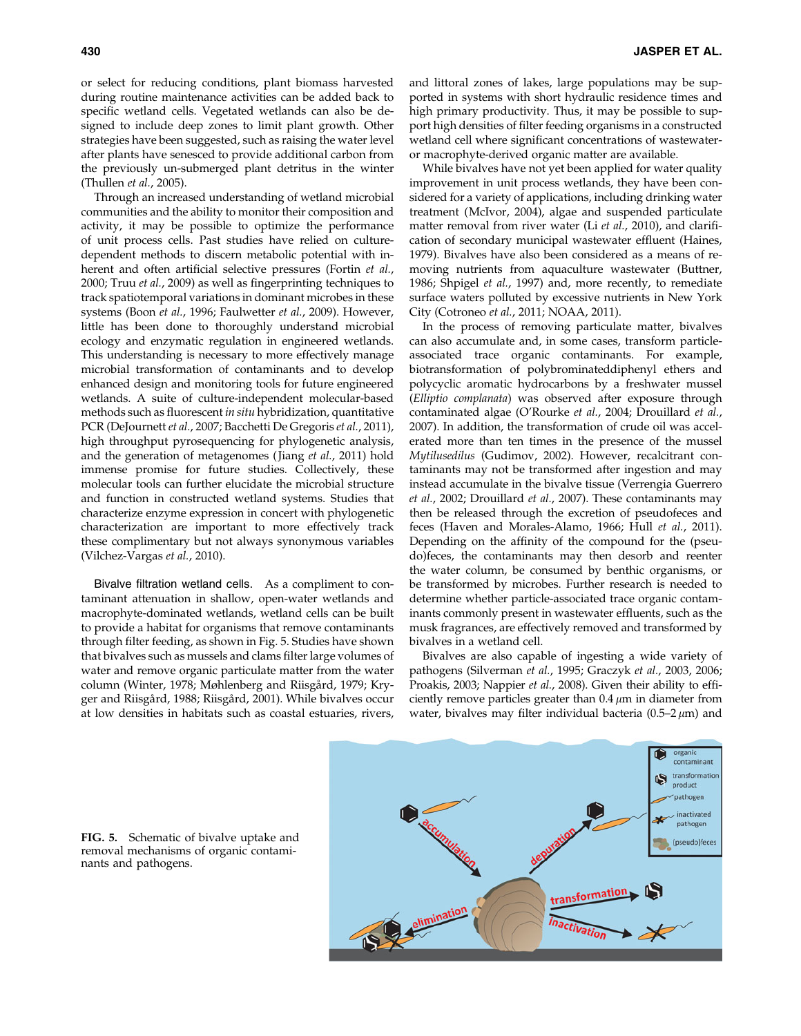or select for reducing conditions, plant biomass harvested during routine maintenance activities can be added back to specific wetland cells. Vegetated wetlands can also be designed to include deep zones to limit plant growth. Other strategies have been suggested, such as raising the water level after plants have senesced to provide additional carbon from the previously un-submerged plant detritus in the winter (Thullen *et al.*, 2005).

Through an increased understanding of wetland microbial communities and the ability to monitor their composition and activity, it may be possible to optimize the performance of unit process cells. Past studies have relied on culture-dependent methods to discern metabolic potential with inherent and often artificial selective pressures (Fortin *et al.*, 2000; Truu *et al.*, 2009) as well as fingerprinting techniques to track spatiotemporal variations in dominant microbes in these systems (Boon *et al.*, 1996; Faulwetter *et al.*, 2009). However, little has been done to thoroughly understand microbial ecology and enzymatic regulation in engineered wetlands. This understanding is necessary to more effectively manage microbial transformation of contaminants and to develop enhanced design and monitoring tools for future engineered wetlands. A suite of culture-independent molecular-based methods such as fluorescent *in situ* hybridization, quantitative PCR (DeJournett *et al.*, 2007; Bacchetti De Gregoris *et al.*, 2011), high throughput pyrosequencing for phylogenetic analysis, and the generation of metagenomes (Jiang *et al.*, 2011) hold immense promise for future studies. Collectively, these molecular tools can further elucidate the microbial structure and function in constructed wetland systems. Studies that characterize enzyme expression in concert with phylogenetic characterization are important to more effectively track these complimentary but not always synonymous variables (Vilchez-Vargas *et al.*, 2010).

Bivalve filtration wetland cells. As a compliment to contaminant attenuation in shallow, open-water wetlands and macrophyte-dominated wetlands, wetland cells can be built to provide a habitat for organisms that remove contaminants through filter feeding, as shown in Fig. 5. Studies have shown that bivalves such as mussels and clams filter large volumes of water and remove organic particulate matter from the water column (Winter, 1978; Møhlenberg and Riisgård, 1979; Kryger and Riisgård, 1988; Riisgård, 2001). While bivalves occur at low densities in habitats such as coastal estuaries, rivers, and littoral zones of lakes, large populations may be supported in systems with short hydraulic residence times and high primary productivity. Thus, it may be possible to support high densities of filter feeding organisms in a constructed wetland cell where significant concentrations of wastewater- or macrophyte-derived organic matter are available.

While bivalves have not yet been applied for water quality improvement in unit process wetlands, they have been considered for a variety of applications, including drinking water treatment (McIvor, 2004), algae and suspended particulate matter removal from river water (Li *et al.*, 2010), and clarification of secondary municipal wastewater effluent (Haines, 1979). Bivalves have also been considered as a means of removing nutrients from aquaculture wastewater (Buttner, 1986; Shpigel *et al.*, 1997) and, more recently, to remediate surface waters polluted by excessive nutrients in New York City (Cotroneo *et al.*, 2011; NOAA, 2011).

In the process of removing particulate matter, bivalves can also accumulate and, in some cases, transform particle-associated trace organic contaminants. For example, biotransformation of polybrominateddiphenyl ethers and polycyclic aromatic hydrocarbons by a freshwater mussel (*Elliptio complanata*) was observed after exposure through contaminated algae (O'Rourke *et al.*, 2004; Drouillard *et al.*, 2007). In addition, the transformation of crude oil was accelerated more than ten times in the presence of the mussel *Mytilusedilus* (Gudimov, 2002). However, recalcitrant contaminants may not be transformed after ingestion and may instead accumulate in the bivalve tissue (Verrengia Guerrero *et al.*, 2002; Drouillard *et al.*, 2007). These contaminants may then be released through the excretion of pseudofeces and feces (Haven and Morales-Alamo, 1966; Hull *et al.*, 2011). Depending on the affinity of the compound for the (pseudo)feces, the contaminants may then desorb and reenter the water column, be consumed by benthic organisms, or be transformed by microbes. Further research is needed to determine whether particle-associated trace organic contaminants commonly present in wastewater effluents, such as the musk fragrances, are effectively removed and transformed by bivalves in a wetland cell.

Bivalves are also capable of ingesting a wide variety of pathogens (Silverman *et al.*, 1995; Graczyk *et al.*, 2003, 2006; Proakis, 2003; Nappier *et al.*, 2008). Given their ability to efficiently remove particles greater than 0.4 $\mu$m in diameter from water, bivalves may filter individual bacteria (0.5–2 $\mu$m) and

**FIG. 5.** Schematic of bivalve uptake and removal mechanisms of organic contaminants and pathogens.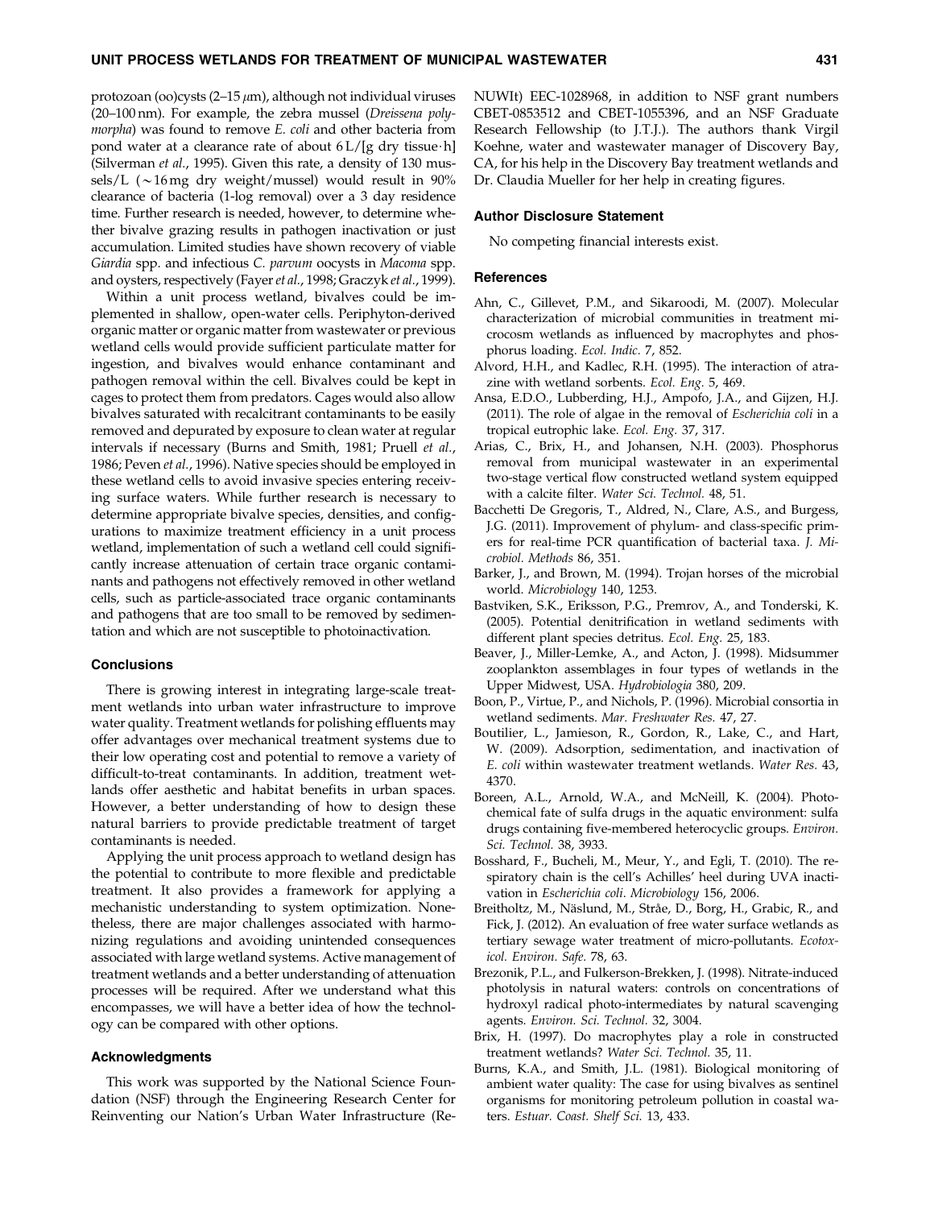protozoan (oo)cysts (2–15 $\mu$m), although not individual viruses (20–100 nm). For example, the zebra mussel (*Dreissena polymorpha*) was found to remove *E. coli* and other bacteria from pond water at a clearance rate of about 6 L/[g dry tissue·h] (Silverman *et al.*, 1995). Given this rate, a density of 130 mussels/L ($\sim$16 mg dry weight/mussel) would result in 90% clearance of bacteria (1-log removal) over a 3 day residence time. Further research is needed, however, to determine whether bivalve grazing results in pathogen inactivation or just accumulation. Limited studies have shown recovery of viable *Giardia* spp. and infectious *C. parvum* oocysts in *Macoma* spp. and oysters, respectively (Fayer *et al.*, 1998; Graczyk *et al.*, 1999).

Within a unit process wetland, bivalves could be implemented in shallow, open-water cells. Periphyton-derived organic matter or organic matter from wastewater or previous wetland cells would provide sufficient particulate matter for ingestion, and bivalves would enhance contaminant and pathogen removal within the cell. Bivalves could be kept in cages to protect them from predators. Cages would also allow bivalves saturated with recalcitrant contaminants to be easily removed and depurated by exposure to clean water at regular intervals if necessary (Burns and Smith, 1981; Pruell *et al.*, 1986; Peven *et al.*, 1996). Native species should be employed in these wetland cells to avoid invasive species entering receiving surface waters. While further research is necessary to determine appropriate bivalve species, densities, and configurations to maximize treatment efficiency in a unit process wetland, implementation of such a wetland cell could significantly increase attenuation of certain trace organic contaminants and pathogens not effectively removed in other wetland cells, such as particle-associated trace organic contaminants and pathogens that are too small to be removed by sedimentation and which are not susceptible to photoinactivation.

## Conclusions

There is growing interest in integrating large-scale treatment wetlands into urban water infrastructure to improve water quality. Treatment wetlands for polishing effluents may offer advantages over mechanical treatment systems due to their low operating cost and potential to remove a variety of difficult-to-treat contaminants. In addition, treatment wetlands offer aesthetic and habitat benefits in urban spaces. However, a better understanding of how to design these natural barriers to provide predictable treatment of target contaminants is needed.

Applying the unit process approach to wetland design has the potential to contribute to more flexible and predictable treatment. It also provides a framework for applying a mechanistic understanding to system optimization. Nonetheless, there are major challenges associated with harmonizing regulations and avoiding unintended consequences associated with large wetland systems. Active management of treatment wetlands and a better understanding of attenuation processes will be required. After we understand what this encompasses, we will have a better idea of how the technology can be compared with other options.

## Acknowledgments

This work was supported by the National Science Foundation (NSF) through the Engineering Research Center for Reinventing our Nation's Urban Water Infrastructure (ReNUWIt) EEC-1028968, in addition to NSF grant numbers CBET-0853512 and CBET-1055396, and an NSF Graduate Research Fellowship (to J.T.J.). The authors thank Virgil Koehne, water and wastewater manager of Discovery Bay, CA, for his help in the Discovery Bay treatment wetlands and Dr. Claudia Mueller for her help in creating figures.

## Author Disclosure Statement

No competing financial interests exist.

## References

Ahn, C., Gillevet, P.M., and Sikaroodi, M. (2007). Molecular characterization of microbial communities in treatment microcosm wetlands as influenced by macrophytes and phosphorus loading. *Ecol. Indic.* 7, 852.

Alvord, H.H., and Kadlec, R.H. (1995). The interaction of atrazine with wetland sorbents. *Ecol. Eng.* 5, 469.

Ansa, E.D.O., Lubberding, H.J., Ampofo, J.A., and Gijzen, H.J. (2011). The role of algae in the removal of *Escherichia coli* in a tropical eutrophic lake. *Ecol. Eng.* 37, 317.

Arias, C., Brix, H., and Johansen, N.H. (2003). Phosphorus removal from municipal wastewater in an experimental two-stage vertical flow constructed wetland system equipped with a calcite filter. *Water Sci. Technol.* 48, 51.

Bacchetti De Gregoris, T., Aldred, N., Clare, A.S., and Burgess, J.G. (2011). Improvement of phylum- and class-specific primers for real-time PCR quantification of bacterial taxa. *J. Microbiol. Methods* 86, 351.

Barker, J., and Brown, M. (1994). Trojan horses of the microbial world. *Microbiology* 140, 1253.

Bastviken, S.K., Eriksson, P.G., Premrov, A., and Tonderski, K. (2005). Potential denitrification in wetland sediments with different plant species detritus. *Ecol. Eng.* 25, 183.

Beaver, J., Miller-Lemke, A., and Acton, J. (1998). Midsummer zooplankton assemblages in four types of wetlands in the Upper Midwest, USA. *Hydrobiologia* 380, 209.

Boon, P., Virtue, P., and Nichols, P. (1996). Microbial consortia in wetland sediments. *Mar. Freshwater Res.* 47, 27.

Boutilier, L., Jamieson, R., Gordon, R., Lake, C., and Hart, W. (2009). Adsorption, sedimentation, and inactivation of *E. coli* within wastewater treatment wetlands. *Water Res.* 43, 4370.

Boreen, A.L., Arnold, W.A., and McNeill, K. (2004). Photochemical fate of sulfa drugs in the aquatic environment: sulfa drugs containing five-membered heterocyclic groups. *Environ. Sci. Technol.* 38, 3933.

Bosshard, F., Bucheli, M., Meur, Y., and Egli, T. (2010). The respiratory chain is the cell's Achilles' heel during UVA inactivation in *Escherichia coli*. *Microbiology* 156, 2006.

Breitholtz, M., Näslund, M., Stråe, D., Borg, H., Grabic, R., and Fick, J. (2012). An evaluation of free water surface wetlands as tertiary sewage water treatment of micro-pollutants. *Ecotoxicol. Environ. Safe.* 78, 63.

Brezonik, P.L., and Fulkerson-Brekken, J. (1998). Nitrate-induced photolysis in natural waters: controls on concentrations of hydroxyl radical photo-intermediates by natural scavenging agents. *Environ. Sci. Technol.* 32, 3004.

Brix, H. (1997). Do macrophytes play a role in constructed treatment wetlands? *Water Sci. Technol.* 35, 11.

Burns, K.A., and Smith, J.L. (1981). Biological monitoring of ambient water quality: The case for using bivalves as sentinel organisms for monitoring petroleum pollution in coastal waters. *Estuar. Coast. Shelf Sci.* 13, 433.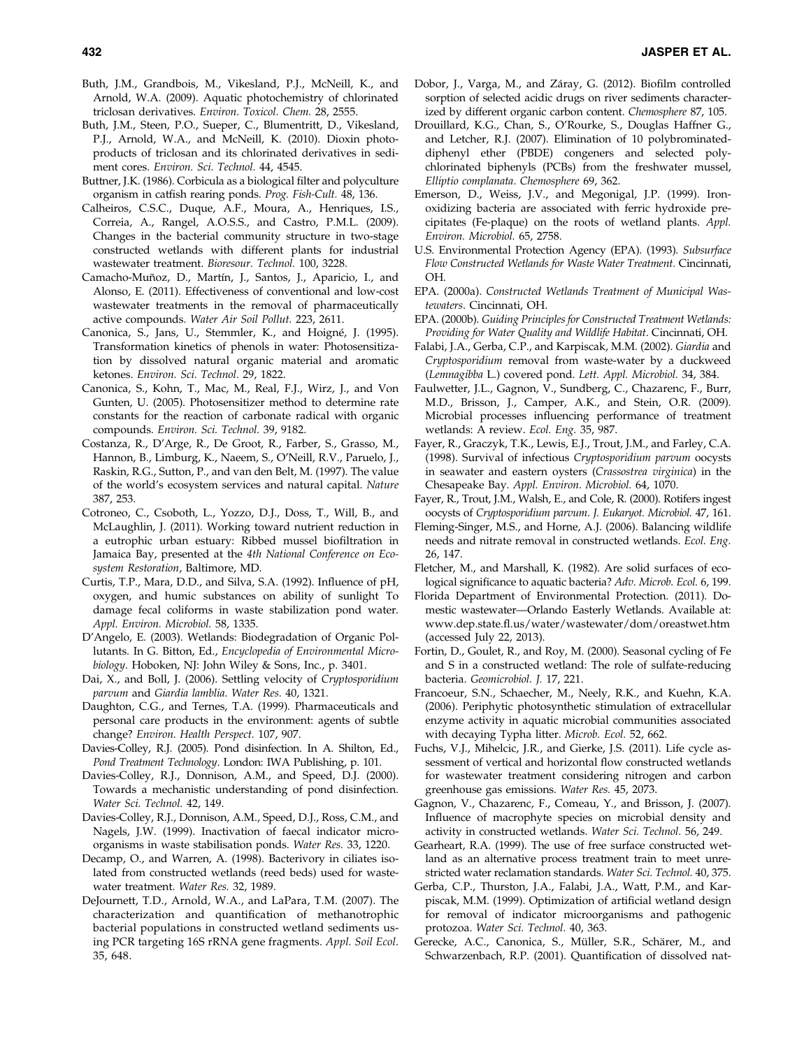Buth, J.M., Grandbois, M., Vikesland, P.J., McNeill, K., and Arnold, W.A. (2009). Aquatic photochemistry of chlorinated triclosan derivatives. *Environ. Toxicol. Chem.* 28, 2555.

Buth, J.M., Steen, P.O., Sueper, C., Blumentritt, D., Vikesland, P.J., Arnold, W.A., and McNeill, K. (2010). Dioxin photoproducts of triclosan and its chlorinated derivatives in sediment cores. *Environ. Sci. Technol.* 44, 4545.

Buttner, J.K. (1986). Corbicula as a biological filter and polyculture organism in catfish rearing ponds. *Prog. Fish-Cult.* 48, 136.

Calheiros, C.S.C., Duque, A.F., Moura, A., Henriques, I.S., Correia, A., Rangel, A.O.S.S., and Castro, P.M.L. (2009). Changes in the bacterial community structure in two-stage constructed wetlands with different plants for industrial wastewater treatment. *Bioresour. Technol.* 100, 3228.

Camacho-Muñoz, D., Martín, J., Santos, J., Aparicio, I., and Alonso, E. (2011). Effectiveness of conventional and low-cost wastewater treatments in the removal of pharmaceutically active compounds. *Water Air Soil Pollut.* 223, 2611.

Canonica, S., Jans, U., Stemmler, K., and Hoigné, J. (1995). Transformation kinetics of phenols in water: Photosensitization by dissolved natural organic material and aromatic ketones. *Environ. Sci. Technol.* 29, 1822.

Canonica, S., Kohn, T., Mac, M., Real, F.J., Wirz, J., and Von Gunten, U. (2005). Photosensitizer method to determine rate constants for the reaction of carbonate radical with organic compounds. *Environ. Sci. Technol.* 39, 9182.

Costanza, R., D'Arge, R., De Groot, R., Farber, S., Grasso, M., Hannon, B., Limburg, K., Naeem, S., O'Neill, R.V., Paruelo, J., Raskin, R.G., Sutton, P., and van den Belt, M. (1997). The value of the world's ecosystem services and natural capital. *Nature* 387, 253.

Cotroneo, C., Csoboth, L., Yozzo, D.J., Doss, T., Will, B., and McLaughlin, J. (2011). Working toward nutrient reduction in a eutrophic urban estuary: Ribbed mussel biofiltration in Jamaica Bay, presented at the *4th National Conference on Ecosystem Restoration*, Baltimore, MD.

Curtis, T.P., Mara, D.D., and Silva, S.A. (1992). Influence of pH, oxygen, and humic substances on ability of sunlight To damage fecal coliforms in waste stabilization pond water. *Appl. Environ. Microbiol.* 58, 1335.

D'Angelo, E. (2003). Wetlands: Biodegradation of Organic Pollutants. In G. Bitton, Ed., *Encyclopedia of Environmental Microbiology*. Hoboken, NJ: John Wiley & Sons, Inc., p. 3401.

Dai, X., and Boll, J. (2006). Settling velocity of *Cryptosporidium parvum* and *Giardia lamblia*. *Water Res.* 40, 1321.

Daughton, C.G., and Ternes, T.A. (1999). Pharmaceuticals and personal care products in the environment: agents of subtle change? *Environ. Health Perspect.* 107, 907.

Davies-Colley, R.J. (2005). Pond disinfection. In A. Shilton, Ed., *Pond Treatment Technology*. London: IWA Publishing, p. 101.

Davies-Colley, R.J., Donnison, A.M., and Speed, D.J. (2000). Towards a mechanistic understanding of pond disinfection. *Water Sci. Technol.* 42, 149.

Davies-Colley, R.J., Donnison, A.M., Speed, D.J., Ross, C.M., and Nagels, J.W. (1999). Inactivation of faecal indicator microorganisms in waste stabilisation ponds. *Water Res.* 33, 1220.

Decamp, O., and Warren, A. (1998). Bacterivory in ciliates isolated from constructed wetlands (reed beds) used for wastewater treatment. *Water Res.* 32, 1989.

DeJournett, T.D., Arnold, W.A., and LaPara, T.M. (2007). The characterization and quantification of methanotrophic bacterial populations in constructed wetland sediments using PCR targeting 16S rRNA gene fragments. *Appl. Soil Ecol.* 35, 648.

Dobor, J., Varga, M., and Záray, G. (2012). Biofilm controlled sorption of selected acidic drugs on river sediments characterized by different organic carbon content. *Chemosphere* 87, 105.

Drouillard, K.G., Chan, S., O'Rourke, S., Douglas Haffner G., and Letcher, R.J. (2007). Elimination of 10 polybrominated-diphenyl ether (PBDE) congeners and selected polychlorinated biphenyls (PCBs) from the freshwater mussel, *Elliptio complanata*. *Chemosphere* 69, 362.

Emerson, D., Weiss, J.V., and Megonigal, J.P. (1999). Iron-oxidizing bacteria are associated with ferric hydroxide precipitates (Fe-plaque) on the roots of wetland plants. *Appl. Environ. Microbiol.* 65, 2758.

U.S. Environmental Protection Agency (EPA). (1993). *Subsurface Flow Constructed Wetlands for Waste Water Treatment*. Cincinnati, OH.

EPA. (2000a). *Constructed Wetlands Treatment of Municipal Wastewaters*. Cincinnati, OH.

EPA. (2000b). *Guiding Principles for Constructed Treatment Wetlands: Providing for Water Quality and Wildlife Habitat*. Cincinnati, OH.

Falabi, J.A., Gerba, C.P., and Karpiscak, M.M. (2002). *Giardia* and *Cryptosporidium* removal from waste-water by a duckweed (*Lemnagibba* L.) covered pond. *Lett. Appl. Microbiol.* 34, 384.

Faulwetter, J.L., Gagnon, V., Sundberg, C., Chazarenc, F., Burr, M.D., Brisson, J., Camper, A.K., and Stein, O.R. (2009). Microbial processes influencing performance of treatment wetlands: A review. *Ecol. Eng.* 35, 987.

Fayer, R., Graczyk, T.K., Lewis, E.J., Trout, J.M., and Farley, C.A. (1998). Survival of infectious *Cryptosporidium parvum* oocysts in seawater and eastern oysters (*Crassostrea virginica*) in the Chesapeake Bay. *Appl. Environ. Microbiol.* 64, 1070.

Fayer, R., Trout, J.M., Walsh, E., and Cole, R. (2000). Rotifers ingest oocysts of *Cryptosporidium parvum*. *J. Eukaryot. Microbiol.* 47, 161.

Fleming-Singer, M.S., and Horne, A.J. (2006). Balancing wildlife needs and nitrate removal in constructed wetlands. *Ecol. Eng.* 26, 147.

Fletcher, M., and Marshall, K. (1982). Are solid surfaces of ecological significance to aquatic bacteria? *Adv. Microb. Ecol.* 6, 199.

Florida Department of Environmental Protection. (2011). Domestic wastewater—Orlando Easterly Wetlands. Available at: www.dep.state.fl.us/water/wastewater/dom/oreastwet.htm (accessed July 22, 2013).

Fortin, D., Goulet, R., and Roy, M. (2000). Seasonal cycling of Fe and S in a constructed wetland: The role of sulfate-reducing bacteria. *Geomicrobiol. J.* 17, 221.

Francoeur, S.N., Schaecher, M., Neely, R.K., and Kuehn, K.A. (2006). Periphytic photosynthetic stimulation of extracellular enzyme activity in aquatic microbial communities associated with decaying Typha litter. *Microb. Ecol.* 52, 662.

Fuchs, V.J., Mihelcic, J.R., and Gierke, J.S. (2011). Life cycle assessment of vertical and horizontal flow constructed wetlands for wastewater treatment considering nitrogen and carbon greenhouse gas emissions. *Water Res.* 45, 2073.

Gagnon, V., Chazarenc, F., Comeau, Y., and Brisson, J. (2007). Influence of macrophyte species on microbial density and activity in constructed wetlands. *Water Sci. Technol.* 56, 249.

Gearheart, R.A. (1999). The use of free surface constructed wetland as an alternative process treatment train to meet unrestricted water reclamation standards. *Water Sci. Technol.* 40, 375.

Gerba, C.P., Thurston, J.A., Falabi, J.A., Watt, P.M., and Karpiscak, M.M. (1999). Optimization of artificial wetland design for removal of indicator microorganisms and pathogenic protozoa. *Water Sci. Technol.* 40, 363.

Gerecke, A.C., Canonica, S., Müller, S.R., Schärer, M., and Schwarzenbach, R.P. (2001). Quantification of dissolved nat-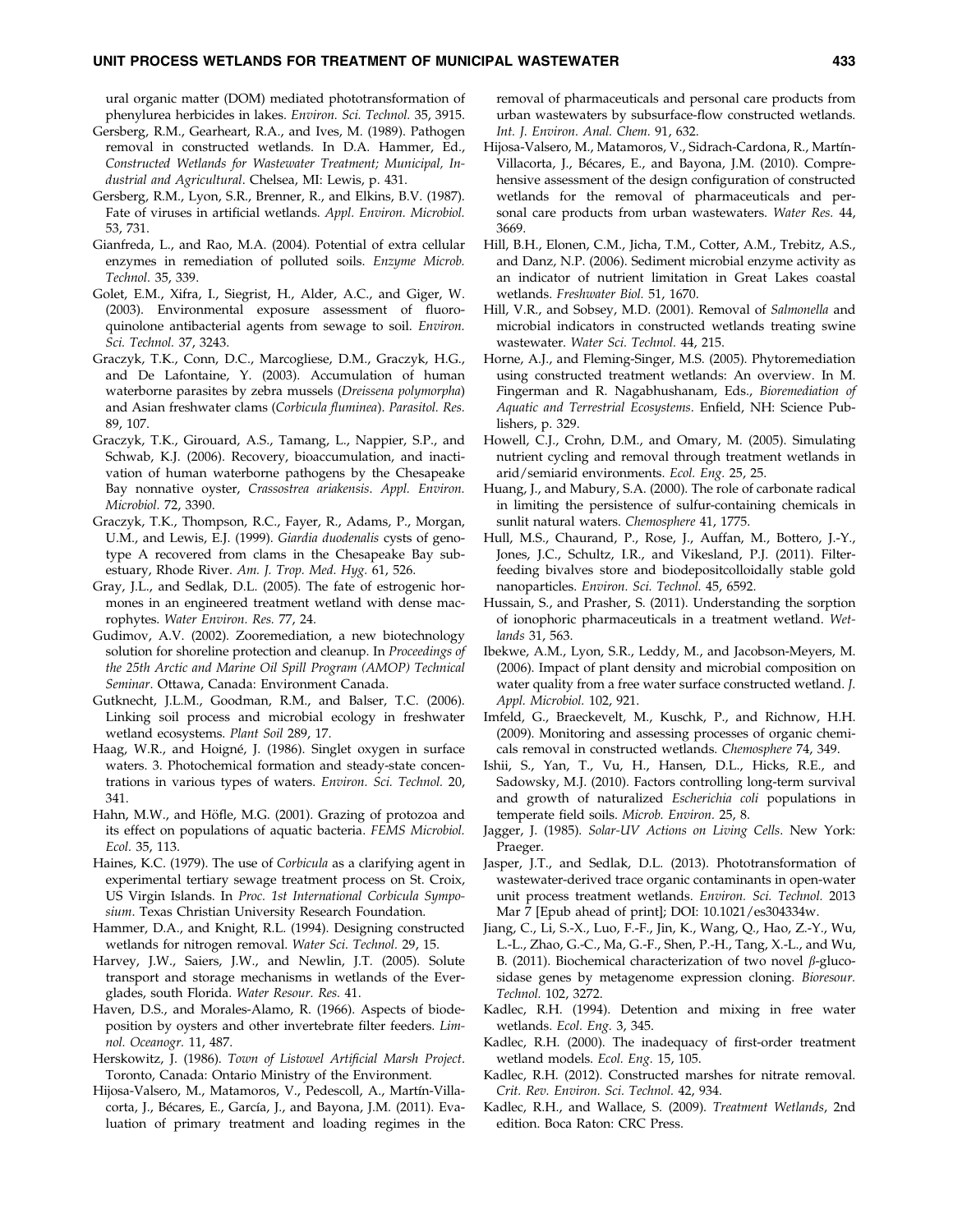ural organic matter (DOM) mediated phototransformation of phenylurea herbicides in lakes. *Environ. Sci. Technol.* 35, 3915.

Gersberg, R.M., Gearheart, R.A., and Ives, M. (1989). Pathogen removal in constructed wetlands. In D.A. Hammer, Ed., *Constructed Wetlands for Wastewater Treatment; Municipal, Industrial and Agricultural*. Chelsea, MI: Lewis, p. 431.

Gersberg, R.M., Lyon, S.R., Brenner, R., and Elkins, B.V. (1987). Fate of viruses in artificial wetlands. *Appl. Environ. Microbiol.* 53, 731.

Gianfreda, L., and Rao, M.A. (2004). Potential of extra cellular enzymes in remediation of polluted soils. *Enzyme Microb. Technol.* 35, 339.

Golet, E.M., Xifra, I., Siegrist, H., Alder, A.C., and Giger, W. (2003). Environmental exposure assessment of fluoroquinolone antibacterial agents from sewage to soil. *Environ. Sci. Technol.* 37, 3243.

Graczyk, T.K., Conn, D.C., Marcogliese, D.M., Graczyk, H.G., and De Lafontaine, Y. (2003). Accumulation of human waterborne parasites by zebra mussels (*Dreissena polymorpha*) and Asian freshwater clams (*Corbicula fluminea*). *Parasitol. Res.* 89, 107.

Graczyk, T.K., Girouard, A.S., Tamang, L., Nappier, S.P., and Schwab, K.J. (2006). Recovery, bioaccumulation, and inactivation of human waterborne pathogens by the Chesapeake Bay nonnative oyster, *Crassostrea ariakensis*. *Appl. Environ. Microbiol.* 72, 3390.

Graczyk, T.K., Thompson, R.C., Fayer, R., Adams, P., Morgan, U.M., and Lewis, E.J. (1999). *Giardia duodenalis* cysts of genotype A recovered from clams in the Chesapeake Bay subestuary, Rhode River. *Am. J. Trop. Med. Hyg.* 61, 526.

Gray, J.L., and Sedlak, D.L. (2005). The fate of estrogenic hormones in an engineered treatment wetland with dense macrophytes. *Water Environ. Res.* 77, 24.

Gudimov, A.V. (2002). Zooremediation, a new biotechnology solution for shoreline protection and cleanup. In *Proceedings of the 25th Arctic and Marine Oil Spill Program (AMOP) Technical Seminar*. Ottawa, Canada: Environment Canada.

Gutknecht, J.L.M., Goodman, R.M., and Balser, T.C. (2006). Linking soil process and microbial ecology in freshwater wetland ecosystems. *Plant Soil* 289, 17.

Haag, W.R., and Hoigné, J. (1986). Singlet oxygen in surface waters. 3. Photochemical formation and steady-state concentrations in various types of waters. *Environ. Sci. Technol.* 20, 341.

Hahn, M.W., and Höfle, M.G. (2001). Grazing of protozoa and its effect on populations of aquatic bacteria. *FEMS Microbiol. Ecol.* 35, 113.

Haines, K.C. (1979). The use of *Corbicula* as a clarifying agent in experimental tertiary sewage treatment process on St. Croix, US Virgin Islands. In *Proc. 1st International Corbicula Symposium*. Texas Christian University Research Foundation.

Hammer, D.A., and Knight, R.L. (1994). Designing constructed wetlands for nitrogen removal. *Water Sci. Technol.* 29, 15.

Harvey, J.W., Saiers, J.W., and Newlin, J.T. (2005). Solute transport and storage mechanisms in wetlands of the Everglades, south Florida. *Water Resour. Res.* 41.

Haven, D.S., and Morales-Alamo, R. (1966). Aspects of biodeposition by oysters and other invertebrate filter feeders. *Limnol. Oceanogr.* 11, 487.

Herskowitz, J. (1986). *Town of Listowel Artificial Marsh Project*. Toronto, Canada: Ontario Ministry of the Environment.

Hijosa-Valsero, M., Matamoros, V., Pedescoll, A., Martín-Villacorta, J., Bécares, E., García, J., and Bayona, J.M. (2011). Evaluation of primary treatment and loading regimes in the removal of pharmaceuticals and personal care products from urban wastewaters by subsurface-flow constructed wetlands. *Int. J. Environ. Anal. Chem.* 91, 632.

Hijosa-Valsero, M., Matamoros, V., Sidrach-Cardona, R., Martín-Villacorta, J., Bécares, E., and Bayona, J.M. (2010). Comprehensive assessment of the design configuration of constructed wetlands for the removal of pharmaceuticals and personal care products from urban wastewaters. *Water Res.* 44, 3669.

Hill, B.H., Elonen, C.M., Jicha, T.M., Cotter, A.M., Trebitz, A.S., and Danz, N.P. (2006). Sediment microbial enzyme activity as an indicator of nutrient limitation in Great Lakes coastal wetlands. *Freshwater Biol.* 51, 1670.

Hill, V.R., and Sobsey, M.D. (2001). Removal of *Salmonella* and microbial indicators in constructed wetlands treating swine wastewater. *Water Sci. Technol.* 44, 215.

Horne, A.J., and Fleming-Singer, M.S. (2005). Phytoremediation using constructed treatment wetlands: An overview. In M. Fingerman and R. Nagabhushanam, Eds., *Bioremediation of Aquatic and Terrestrial Ecosystems*. Enfield, NH: Science Publishers, p. 329.

Howell, C.J., Crohn, D.M., and Omary, M. (2005). Simulating nutrient cycling and removal through treatment wetlands in arid/semiarid environments. *Ecol. Eng.* 25, 25.

Huang, J., and Mabury, S.A. (2000). The role of carbonate radical in limiting the persistence of sulfur-containing chemicals in sunlit natural waters. *Chemosphere* 41, 1775.

Hull, M.S., Chaurand, P., Rose, J., Auffan, M., Bottero, J.-Y., Jones, J.C., Schultz, I.R., and Vikesland, P.J. (2011). Filter-feeding bivalves store and biodepositcolloidally stable gold nanoparticles. *Environ. Sci. Technol.* 45, 6592.

Hussain, S., and Prasher, S. (2011). Understanding the sorption of ionophoric pharmaceuticals in a treatment wetland. *Wetlands* 31, 563.

Ibekwe, A.M., Lyon, S.R., Leddy, M., and Jacobson-Meyers, M. (2006). Impact of plant density and microbial composition on water quality from a free water surface constructed wetland. *J. Appl. Microbiol.* 102, 921.

Imfeld, G., Braeckevelt, M., Kuschk, P., and Richnow, H.H. (2009). Monitoring and assessing processes of organic chemicals removal in constructed wetlands. *Chemosphere* 74, 349.

Ishii, S., Yan, T., Vu, H., Hansen, D.L., Hicks, R.E., and Sadowsky, M.J. (2010). Factors controlling long-term survival and growth of naturalized *Escherichia coli* populations in temperate field soils. *Microb. Environ.* 25, 8.

Jagger, J. (1985). *Solar-UV Actions on Living Cells*. New York: Praeger.

Jasper, J.T., and Sedlak, D.L. (2013). Phototransformation of wastewater-derived trace organic contaminants in open-water unit process treatment wetlands. *Environ. Sci. Technol.* 2013 Mar 7 [Epub ahead of print]; DOI: 10.1021/es304334w.

Jiang, C., Li, S.-X., Luo, F.-F., Jin, K., Wang, Q., Hao, Z.-Y., Wu, L.-L., Zhao, G.-C., Ma, G.-F., Shen, P.-H., Tang, X.-L., and Wu, B. (2011). Biochemical characterization of two novel $\beta$-glucosidase genes by metagenome expression cloning. *Bioresour. Technol.* 102, 3272.

Kadlec, R.H. (1994). Detention and mixing in free water wetlands. *Ecol. Eng.* 3, 345.

Kadlec, R.H. (2000). The inadequacy of first-order treatment wetland models. *Ecol. Eng.* 15, 105.

Kadlec, R.H. (2012). Constructed marshes for nitrate removal. *Crit. Rev. Environ. Sci. Technol.* 42, 934.

Kadlec, R.H., and Wallace, S. (2009). *Treatment Wetlands*, 2nd edition. Boca Raton: CRC Press.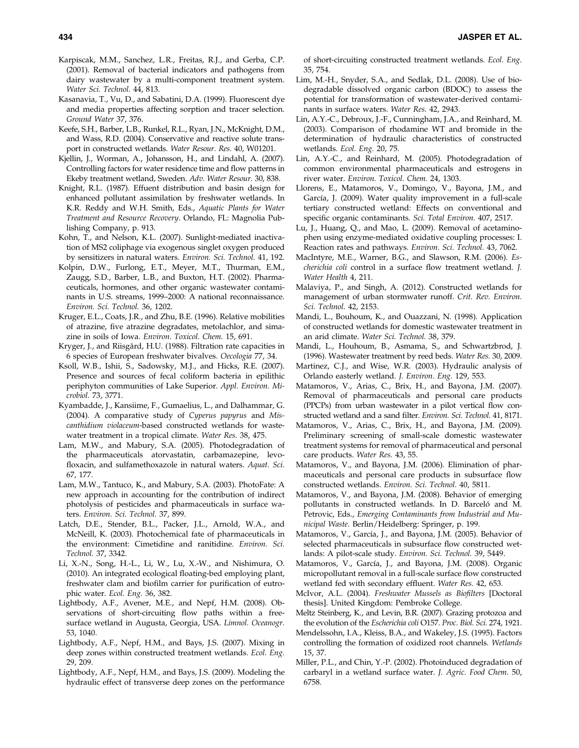Karpiscak, M.M., Sanchez, L.R., Freitas, R.J., and Gerba, C.P. (2001). Removal of bacterial indicators and pathogens from dairy wastewater by a multi-component treatment system. *Water Sci. Technol.* 44, 813.

Kasanavia, T., Vu, D., and Sabatini, D.A. (1999). Fluorescent dye and media properties affecting sorption and tracer selection. *Ground Water* 37, 376.

Keefe, S.H., Barber, L.B., Runkel, R.L., Ryan, J.N., McKnight, D.M., and Wass, R.D. (2004). Conservative and reactive solute transport in constructed wetlands. *Water Resour. Res.* 40, W01201.

Kjellin, J., Worman, A., Johansson, H., and Lindahl, A. (2007). Controlling factors for water residence time and flow patterns in Ekeby treatment wetland, Sweden. *Adv. Water Resour.* 30, 838.

Knight, R.L. (1987). Effuent distribution and basin design for enhanced pollutant assimilation by freshwater wetlands. In K.R. Reddy and W.H. Smith, Eds., *Aquatic Plants for Water Treatment and Resource Recovery*. Orlando, FL: Magnolia Publishing Company, p. 913.

Kohn, T., and Nelson, K.L. (2007). Sunlight-mediated inactivation of MS2 coliphage via exogenous singlet oxygen produced by sensitizers in natural waters. *Environ. Sci. Technol.* 41, 192.

Kolpin, D.W., Furlong, E.T., Meyer, M.T., Thurman, E.M., Zaugg, S.D., Barber, L.B., and Buxton, H.T. (2002). Pharmaceuticals, hormones, and other organic wastewater contaminants in U.S. streams, 1999–2000: A national reconnaissance. *Environ. Sci. Technol.* 36, 1202.

Kruger, E.L., Coats, J.R., and Zhu, B.E. (1996). Relative mobilities of atrazine, five atrazine degradates, metolachlor, and simazine in soils of Iowa. *Environ. Toxicol. Chem.* 15, 691.

Kryger, J., and Riisgård, H.U. (1988). Filtration rate capacities in 6 species of European freshwater bivalves. *Oecologia* 77, 34.

Ksoll, W.B., Ishii, S., Sadowsky, M.J., and Hicks, R.E. (2007). Presence and sources of fecal coliform bacteria in epilithic periphyton communities of Lake Superior. *Appl. Environ. Microbiol.* 73, 3771.

Kyambadde, J., Kansiime, F., Gumaelius, L., and Dalhammar, G. (2004). A comparative study of *Cyperus papyrus* and *Miscanthidium violaceum*-based constructed wetlands for wastewater treatment in a tropical climate. *Water Res.* 38, 475.

Lam, M.W., and Mabury, S.A. (2005). Photodegradation of the pharmaceuticals atorvastatin, carbamazepine, levofloxacin, and sulfamethoxazole in natural waters. *Aquat. Sci.* 67, 177.

Lam, M.W., Tantuco, K., and Mabury, S.A. (2003). PhotoFate: A new approach in accounting for the contribution of indirect photolysis of pesticides and pharmaceuticals in surface waters. *Environ. Sci. Technol.* 37, 899.

Latch, D.E., Stender, B.L., Packer, J.L., Arnold, W.A., and McNeill, K. (2003). Photochemical fate of pharmaceuticals in the environment: Cimetidine and ranitidine. *Environ. Sci. Technol.* 37, 3342.

Li, X.-N., Song, H.-L., Li, W., Lu, X.-W., and Nishimura, O. (2010). An integrated ecological floating-bed employing plant, freshwater clam and biofilm carrier for purification of eutrophic water. *Ecol. Eng.* 36, 382.

Lightbody, A.F., Avener, M.E., and Nepf, H.M. (2008). Observations of short-circuiting flow paths within a free-surface wetland in Augusta, Georgia, USA. *Limnol. Oceanogr.* 53, 1040.

Lightbody, A.F., Nepf, H.M., and Bays, J.S. (2007). Mixing in deep zones within constructed treatment wetlands. *Ecol. Eng.* 29, 209.

Lightbody, A.F., Nepf, H.M., and Bays, J.S. (2009). Modeling the hydraulic effect of transverse deep zones on the performance of short-circuiting constructed treatment wetlands. *Ecol. Eng.* 35, 754.

Lim, M.-H., Snyder, S.A., and Sedlak, D.L. (2008). Use of biodegradable dissolved organic carbon (BDOC) to assess the potential for transformation of wastewater-derived contaminants in surface waters. *Water Res.* 42, 2943.

Lin, A.Y.-C., Debroux, J.-F., Cunningham, J.A., and Reinhard, M. (2003). Comparison of rhodamine WT and bromide in the determination of hydraulic characteristics of constructed wetlands. *Ecol. Eng.* 20, 75.

Lin, A.Y.-C., and Reinhard, M. (2005). Photodegradation of common environmental pharmaceuticals and estrogens in river water. *Environ. Toxicol. Chem.* 24, 1303.

Llorens, E., Matamoros, V., Domingo, V., Bayona, J.M., and García, J. (2009). Water quality improvement in a full-scale tertiary constructed wetland: Effects on conventional and specific organic contaminants. *Sci. Total Environ.* 407, 2517.

Lu, J., Huang, Q., and Mao, L. (2009). Removal of acetaminophen using enzyme-mediated oxidative coupling processes: I. Reaction rates and pathways. *Environ. Sci. Technol.* 43, 7062.

MacIntyre, M.E., Warner, B.G., and Slawson, R.M. (2006). *Escherichia coli* control in a surface flow treatment wetland. *J. Water Health* 4, 211.

Malaviya, P., and Singh, A. (2012). Constructed wetlands for management of urban stormwater runoff. *Crit. Rev. Environ. Sci. Technol.* 42, 2153.

Mandi, L., Bouhoum, K., and Ouazzani, N. (1998). Application of constructed wetlands for domestic wastewater treatment in an arid climate. *Water Sci. Technol.* 38, 379.

Mandi, L., Houhoum, B., Asmama, S., and Schwartzbrod, J. (1996). Wastewater treatment by reed beds. *Water Res.* 30, 2009.

Martinez, C.J., and Wise, W.R. (2003). Hydraulic analysis of Orlando easterly wetland. *J. Environ. Eng.* 129, 553.

Matamoros, V., Arias, C., Brix, H., and Bayona, J.M. (2007). Removal of pharmaceuticals and personal care products (PPCPs) from urban wastewater in a pilot vertical flow constructed wetland and a sand filter. *Environ. Sci. Technol.* 41, 8171.

Matamoros, V., Arias, C., Brix, H., and Bayona, J.M. (2009). Preliminary screening of small-scale domestic wastewater treatment systems for removal of pharmaceutical and personal care products. *Water Res.* 43, 55.

Matamoros, V., and Bayona, J.M. (2006). Elimination of pharmaceuticals and personal care products in subsurface flow constructed wetlands. *Environ. Sci. Technol.* 40, 5811.

Matamoros, V., and Bayona, J.M. (2008). Behavior of emerging pollutants in constructed wetlands. In D. Barceló and M. Petrovic, Eds., *Emerging Contaminants from Industrial and Municipal Waste*. Berlin/Heidelberg: Springer, p. 199.

Matamoros, V., García, J., and Bayona, J.M. (2005). Behavior of selected pharmaceuticals in subsurface flow constructed wetlands: A pilot-scale study. *Environ. Sci. Technol.* 39, 5449.

Matamoros, V., García, J., and Bayona, J.M. (2008). Organic micropollutant removal in a full-scale surface flow constructed wetland fed with secondary effluent. *Water Res.* 42, 653.

McIvor, A.L. (2004). *Freshwater Mussels as Biofilters* [Doctoral thesis]. United Kingdom: Pembroke College.

Meltz Steinberg, K., and Levin, B.R. (2007). Grazing protozoa and the evolution of the *Escherichia coli* O157. *Proc. Biol. Sci.* 274, 1921.

Mendelssohn, I.A., Kleiss, B.A., and Wakeley, J.S. (1995). Factors controlling the formation of oxidized root channels. *Wetlands* 15, 37.

Miller, P.L., and Chin, Y.-P. (2002). Photoinduced degradation of carbaryl in a wetland surface water. *J. Agric. Food Chem.* 50, 6758.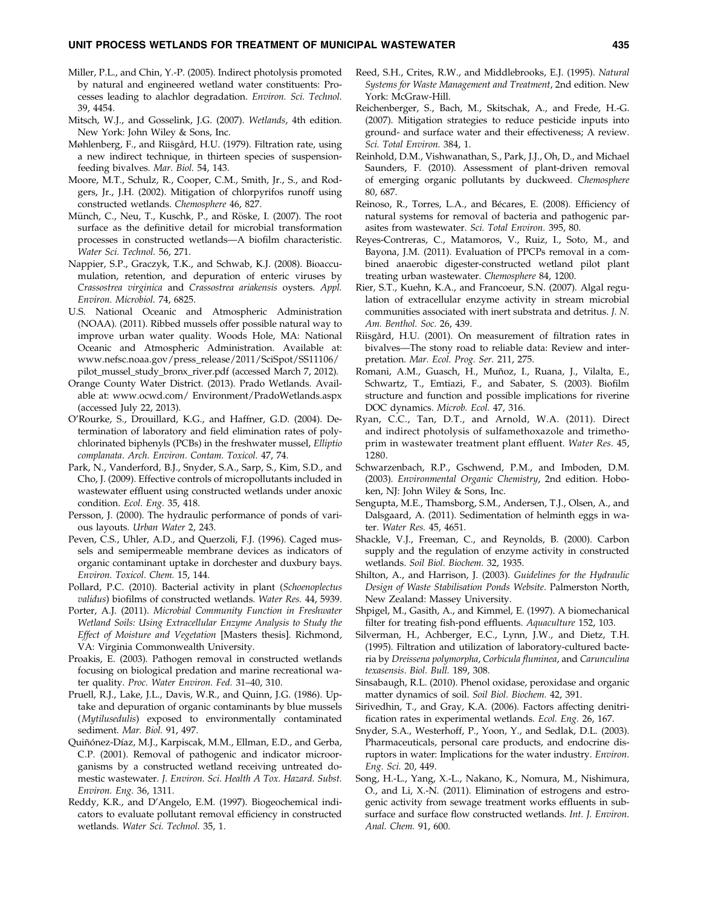Miller, P.L., and Chin, Y.-P. (2005). Indirect photolysis promoted by natural and engineered wetland water constituents: Processes leading to alachlor degradation. *Environ. Sci. Technol.* 39, 4454.

Mitsch, W.J., and Gosselink, J.G. (2007). *Wetlands*, 4th edition. New York: John Wiley & Sons, Inc.

Møhlenberg, F., and Riisgård, H.U. (1979). Filtration rate, using a new indirect technique, in thirteen species of suspension-feeding bivalves. *Mar. Biol.* 54, 143.

Moore, M.T., Schulz, R., Cooper, C.M., Smith, Jr., S., and Rodgers, Jr., J.H. (2002). Mitigation of chlorpyrifos runoff using constructed wetlands. *Chemosphere* 46, 827.

Münch, C., Neu, T., Kuschk, P., and Röske, I. (2007). The root surface as the definitive detail for microbial transformation processes in constructed wetlands—A biofilm characteristic. *Water Sci. Technol.* 56, 271.

Nappier, S.P., Graczyk, T.K., and Schwab, K.J. (2008). Bioaccumulation, retention, and depuration of enteric viruses by *Crassostrea virginica* and *Crassostrea ariakensis* oysters. *Appl. Environ. Microbiol.* 74, 6825.

U.S. National Oceanic and Atmospheric Administration (NOAA). (2011). Ribbed mussels offer possible natural way to improve urban water quality. Woods Hole, MA: National Oceanic and Atmospheric Administration. Available at: www.nefsc.noaa.gov/press_release/2011/SciSpot/SS11106/pilot_mussel_study_bronx_river.pdf (accessed March 7, 2012).

Orange County Water District. (2013). Prado Wetlands. Available at: www.ocwd.com/ Environment/PradoWetlands.aspx (accessed July 22, 2013).

O'Rourke, S., Drouillard, K.G., and Haffner, G.D. (2004). Determination of laboratory and field elimination rates of polychlorinated biphenyls (PCBs) in the freshwater mussel, *Elliptio complanata*. *Arch. Environ. Contam. Toxicol.* 47, 74.

Park, N., Vanderford, B.J., Snyder, S.A., Sarp, S., Kim, S.D., and Cho, J. (2009). Effective controls of micropollutants included in wastewater effluent using constructed wetlands under anoxic condition. *Ecol. Eng.* 35, 418.

Persson, J. (2000). The hydraulic performance of ponds of various layouts. *Urban Water* 2, 243.

Peven, C.S., Uhler, A.D., and Querzoli, F.J. (1996). Caged mussels and semipermeable membrane devices as indicators of organic contaminant uptake in dorchester and duxbury bays. *Environ. Toxicol. Chem.* 15, 144.

Pollard, P.C. (2010). Bacterial activity in plant (*Schoenoplectus validus*) biofilms of constructed wetlands. *Water Res.* 44, 5939.

Porter, A.J. (2011). *Microbial Community Function in Freshwater Wetland Soils: Using Extracellular Enzyme Analysis to Study the Effect of Moisture and Vegetation* [Masters thesis]. Richmond, VA: Virginia Commonwealth University.

Proakis, E. (2003). Pathogen removal in constructed wetlands focusing on biological predation and marine recreational water quality. *Proc. Water Environ. Fed.* 31–40, 310.

Pruell, R.J., Lake, J.L., Davis, W.R., and Quinn, J.G. (1986). Uptake and depuration of organic contaminants by blue mussels (*Mytilusedulis*) exposed to environmentally contaminated sediment. *Mar. Biol.* 91, 497.

Quiñónez-Díaz, M.J., Karpiscak, M.M., Ellman, E.D., and Gerba, C.P. (2001). Removal of pathogenic and indicator microorganisms by a constructed wetland receiving untreated domestic wastewater. *J. Environ. Sci. Health A Tox. Hazard. Subst. Environ. Eng.* 36, 1311.

Reddy, K.R., and D'Angelo, E.M. (1997). Biogeochemical indicators to evaluate pollutant removal efficiency in constructed wetlands. *Water Sci. Technol.* 35, 1.

Reed, S.H., Crites, R.W., and Middlebrooks, E.J. (1995). *Natural Systems for Waste Management and Treatment*, 2nd edition. New York: McGraw-Hill.

Reichenberger, S., Bach, M., Skitschak, A., and Frede, H.-G. (2007). Mitigation strategies to reduce pesticide inputs into ground- and surface water and their effectiveness; A review. *Sci. Total Environ.* 384, 1.

Reinhold, D.M., Vishwanathan, S., Park, J.J., Oh, D., and Michael Saunders, F. (2010). Assessment of plant-driven removal of emerging organic pollutants by duckweed. *Chemosphere* 80, 687.

Reinoso, R., Torres, L.A., and Bécares, E. (2008). Efficiency of natural systems for removal of bacteria and pathogenic parasites from wastewater. *Sci. Total Environ.* 395, 80.

Reyes-Contreras, C., Matamoros, V., Ruiz, I., Soto, M., and Bayona, J.M. (2011). Evaluation of PPCPs removal in a combined anaerobic digester-constructed wetland pilot plant treating urban wastewater. *Chemosphere* 84, 1200.

Rier, S.T., Kuehn, K.A., and Francoeur, S.N. (2007). Algal regulation of extracellular enzyme activity in stream microbial communities associated with inert substrata and detritus. *J. N. Am. Benthol. Soc.* 26, 439.

Riisgård, H.U. (2001). On measurement of filtration rates in bivalves—The stony road to reliable data: Review and interpretation. *Mar. Ecol. Prog. Ser.* 211, 275.

Romani, A.M., Guasch, H., Muñoz, I., Ruana, J., Vilalta, E., Schwartz, T., Emtiazi, F., and Sabater, S. (2003). Biofilm structure and function and possible implications for riverine DOC dynamics. *Microb. Ecol.* 47, 316.

Ryan, C.C., Tan, D.T., and Arnold, W.A. (2011). Direct and indirect photolysis of sulfamethoxazole and trimethoprim in wastewater treatment plant effluent. *Water Res.* 45, 1280.

Schwarzenbach, R.P., Gschwend, P.M., and Imboden, D.M. (2003). *Environmental Organic Chemistry*, 2nd edition. Hoboken, NJ: John Wiley & Sons, Inc.

Sengupta, M.E., Thamsborg, S.M., Andersen, T.J., Olsen, A., and Dalsgaard, A. (2011). Sedimentation of helminth eggs in water. *Water Res.* 45, 4651.

Shackle, V.J., Freeman, C., and Reynolds, B. (2000). Carbon supply and the regulation of enzyme activity in constructed wetlands. *Soil Biol. Biochem.* 32, 1935.

Shilton, A., and Harrison, J. (2003). *Guidelines for the Hydraulic Design of Waste Stabilisation Ponds Website*. Palmerston North, New Zealand: Massey University.

Shpigel, M., Gasith, A., and Kimmel, E. (1997). A biomechanical filter for treating fish-pond effluents. *Aquaculture* 152, 103.

Silverman, H., Achberger, E.C., Lynn, J.W., and Dietz, T.H. (1995). Filtration and utilization of laboratory-cultured bacteria by *Dreissena polymorpha*, *Corbicula fluminea*, and *Carunculina texasensis*. *Biol. Bull.* 189, 308.

Sinsabaugh, R.L. (2010). Phenol oxidase, peroxidase and organic matter dynamics of soil. *Soil Biol. Biochem.* 42, 391.

Sirivedhin, T., and Gray, K.A. (2006). Factors affecting denitrification rates in experimental wetlands. *Ecol. Eng.* 26, 167.

Snyder, S.A., Westerhoff, P., Yoon, Y., and Sedlak, D.L. (2003). Pharmaceuticals, personal care products, and endocrine disruptors in water: Implications for the water industry. *Environ. Eng. Sci.* 20, 449.

Song, H.-L., Yang, X.-L., Nakano, K., Nomura, M., Nishimura, O., and Li, X.-N. (2011). Elimination of estrogens and estrogenic activity from sewage treatment works effluents in subsurface and surface flow constructed wetlands. *Int. J. Environ. Anal. Chem.* 91, 600.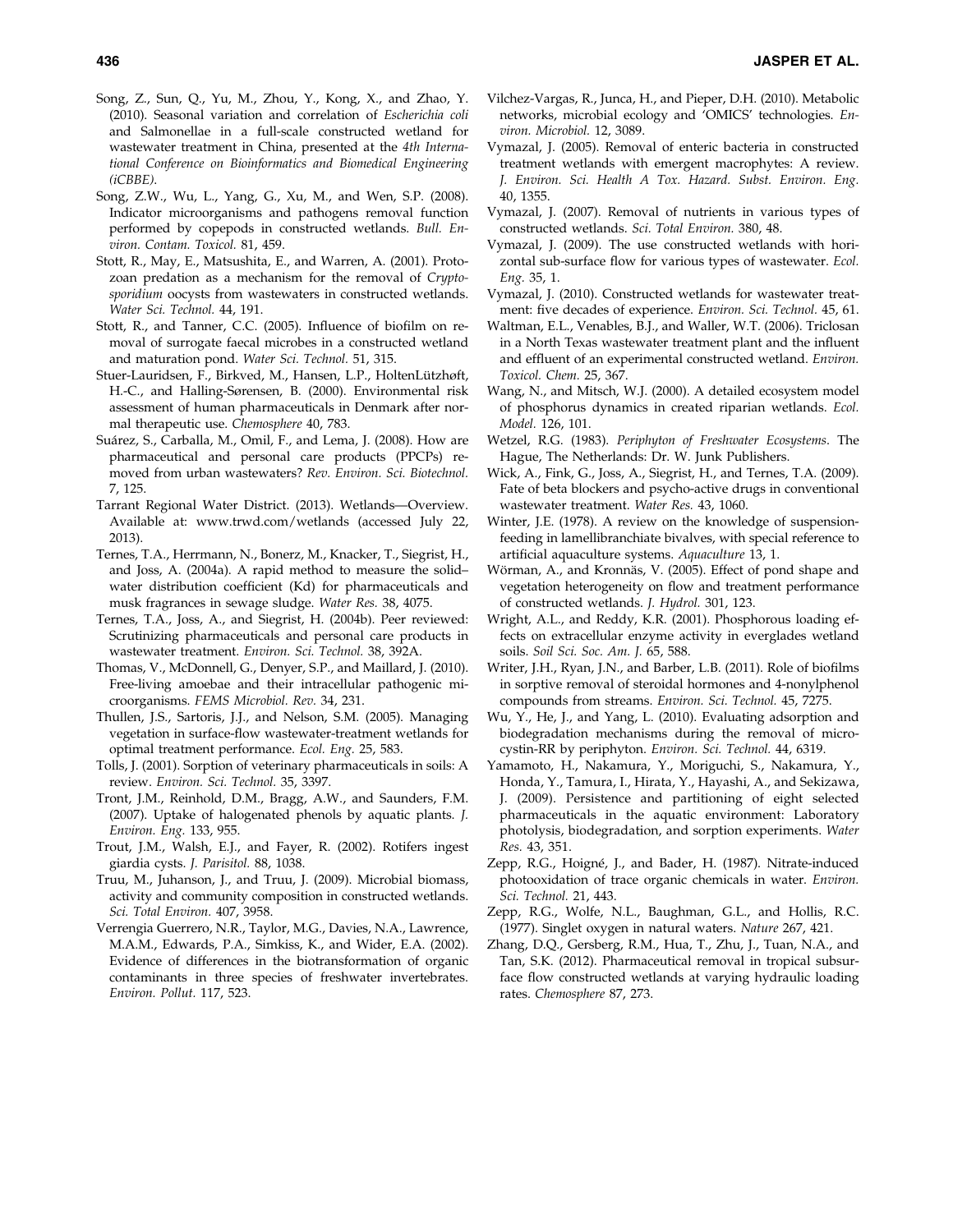Song, Z., Sun, Q., Yu, M., Zhou, Y., Kong, X., and Zhao, Y. (2010). Seasonal variation and correlation of *Escherichia coli* and Salmonellae in a full-scale constructed wetland for wastewater treatment in China, presented at the *4th International Conference on Bioinformatics and Biomedical Engineering (iCBBE)*.

Song, Z.W., Wu, L., Yang, G., Xu, M., and Wen, S.P. (2008). Indicator microorganisms and pathogens removal function performed by copepods in constructed wetlands. *Bull. Environ. Contam. Toxicol.* 81, 459.

Stott, R., May, E., Matsushita, E., and Warren, A. (2001). Protozoan predation as a mechanism for the removal of *Cryptosporidium* oocysts from wastewaters in constructed wetlands. *Water Sci. Technol.* 44, 191.

Stott, R., and Tanner, C.C. (2005). Influence of biofilm on removal of surrogate faecal microbes in a constructed wetland and maturation pond. *Water Sci. Technol.* 51, 315.

Stuer-Lauridsen, F., Birkved, M., Hansen, L.P., HoltenLützhøft, H.-C., and Halling-Sørensen, B. (2000). Environmental risk assessment of human pharmaceuticals in Denmark after normal therapeutic use. *Chemosphere* 40, 783.

Suárez, S., Carballa, M., Omil, F., and Lema, J. (2008). How are pharmaceutical and personal care products (PPCPs) removed from urban wastewaters? *Rev. Environ. Sci. Biotechnol.* 7, 125.

Tarrant Regional Water District. (2013). Wetlands—Overview. Available at: www.trwd.com/wetlands (accessed July 22, 2013).

Ternes, T.A., Herrmann, N., Bonerz, M., Knacker, T., Siegrist, H., and Joss, A. (2004a). A rapid method to measure the solid–water distribution coefficient (Kd) for pharmaceuticals and musk fragrances in sewage sludge. *Water Res.* 38, 4075.

Ternes, T.A., Joss, A., and Siegrist, H. (2004b). Peer reviewed: Scrutinizing pharmaceuticals and personal care products in wastewater treatment. *Environ. Sci. Technol.* 38, 392A.

Thomas, V., McDonnell, G., Denyer, S.P., and Maillard, J. (2010). Free-living amoebae and their intracellular pathogenic microorganisms. *FEMS Microbiol. Rev.* 34, 231.

Thullen, J.S., Sartoris, J.J., and Nelson, S.M. (2005). Managing vegetation in surface-flow wastewater-treatment wetlands for optimal treatment performance. *Ecol. Eng.* 25, 583.

Tolls, J. (2001). Sorption of veterinary pharmaceuticals in soils: A review. *Environ. Sci. Technol.* 35, 3397.

Tront, J.M., Reinhold, D.M., Bragg, A.W., and Saunders, F.M. (2007). Uptake of halogenated phenols by aquatic plants. *J. Environ. Eng.* 133, 955.

Trout, J.M., Walsh, E.J., and Fayer, R. (2002). Rotifers ingest giardia cysts. *J. Parisitol.* 88, 1038.

Truu, M., Juhanson, J., and Truu, J. (2009). Microbial biomass, activity and community composition in constructed wetlands. *Sci. Total Environ.* 407, 3958.

Verrengia Guerrero, N.R., Taylor, M.G., Davies, N.A., Lawrence, M.A.M., Edwards, P.A., Simkiss, K., and Wider, E.A. (2002). Evidence of differences in the biotransformation of organic contaminants in three species of freshwater invertebrates. *Environ. Pollut.* 117, 523.

Vilchez-Vargas, R., Junca, H., and Pieper, D.H. (2010). Metabolic networks, microbial ecology and 'OMICS' technologies. *Environ. Microbiol.* 12, 3089.

Vymazal, J. (2005). Removal of enteric bacteria in constructed treatment wetlands with emergent macrophytes: A review. *J. Environ. Sci. Health A Tox. Hazard. Subst. Environ. Eng.* 40, 1355.

Vymazal, J. (2007). Removal of nutrients in various types of constructed wetlands. *Sci. Total Environ.* 380, 48.

Vymazal, J. (2009). The use constructed wetlands with horizontal sub-surface flow for various types of wastewater. *Ecol. Eng.* 35, 1.

Vymazal, J. (2010). Constructed wetlands for wastewater treatment: five decades of experience. *Environ. Sci. Technol.* 45, 61.

Waltman, E.L., Venables, B.J., and Waller, W.T. (2006). Triclosan in a North Texas wastewater treatment plant and the influent and effluent of an experimental constructed wetland. *Environ. Toxicol. Chem.* 25, 367.

Wang, N., and Mitsch, W.J. (2000). A detailed ecosystem model of phosphorus dynamics in created riparian wetlands. *Ecol. Model.* 126, 101.

Wetzel, R.G. (1983). *Periphyton of Freshwater Ecosystems*. The Hague, The Netherlands: Dr. W. Junk Publishers.

Wick, A., Fink, G., Joss, A., Siegrist, H., and Ternes, T.A. (2009). Fate of beta blockers and psycho-active drugs in conventional wastewater treatment. *Water Res.* 43, 1060.

Winter, J.E. (1978). A review on the knowledge of suspension-feeding in lamellibranchiate bivalves, with special reference to artificial aquaculture systems. *Aquaculture* 13, 1.

Wörman, A., and Kronnäs, V. (2005). Effect of pond shape and vegetation heterogeneity on flow and treatment performance of constructed wetlands. *J. Hydrol.* 301, 123.

Wright, A.L., and Reddy, K.R. (2001). Phosphorous loading effects on extracellular enzyme activity in everglades wetland soils. *Soil Sci. Soc. Am. J.* 65, 588.

Writer, J.H., Ryan, J.N., and Barber, L.B. (2011). Role of biofilms in sorptive removal of steroidal hormones and 4-nonylphenol compounds from streams. *Environ. Sci. Technol.* 45, 7275.

Wu, Y., He, J., and Yang, L. (2010). Evaluating adsorption and biodegradation mechanisms during the removal of microcystin-RR by periphyton. *Environ. Sci. Technol.* 44, 6319.

Yamamoto, H., Nakamura, Y., Moriguchi, S., Nakamura, Y., Honda, Y., Tamura, I., Hirata, Y., Hayashi, A., and Sekizawa, J. (2009). Persistence and partitioning of eight selected pharmaceuticals in the aquatic environment: Laboratory photolysis, biodegradation, and sorption experiments. *Water Res.* 43, 351.

Zepp, R.G., Hoigné, J., and Bader, H. (1987). Nitrate-induced photooxidation of trace organic chemicals in water. *Environ. Sci. Technol.* 21, 443.

Zepp, R.G., Wolfe, N.L., Baughman, G.L., and Hollis, R.C. (1977). Singlet oxygen in natural waters. *Nature* 267, 421.

Zhang, D.Q., Gersberg, R.M., Hua, T., Zhu, J., Tuan, N.A., and Tan, S.K. (2012). Pharmaceutical removal in tropical subsurface flow constructed wetlands at varying hydraulic loading rates. *Chemosphere* 87, 273.